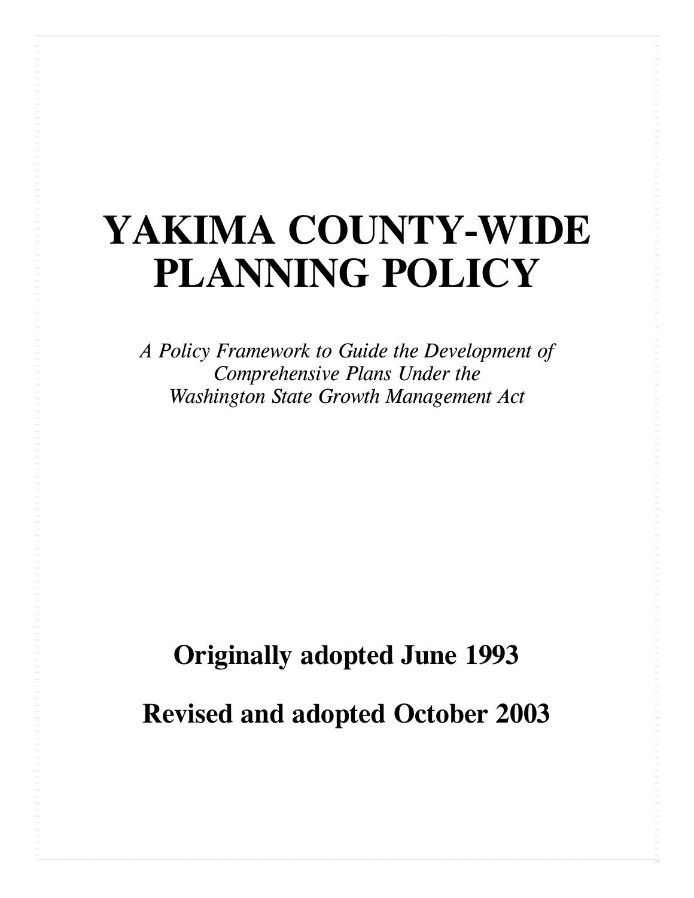# YAKIMA COUNTY-WIDE PLANNING POLICY

*A Policy Framework to Guide the Development of Comprehensive Plans Under the Washington State Growth Management Act*

**Originally adopted June 1993**

**Revised and adopted October 2003**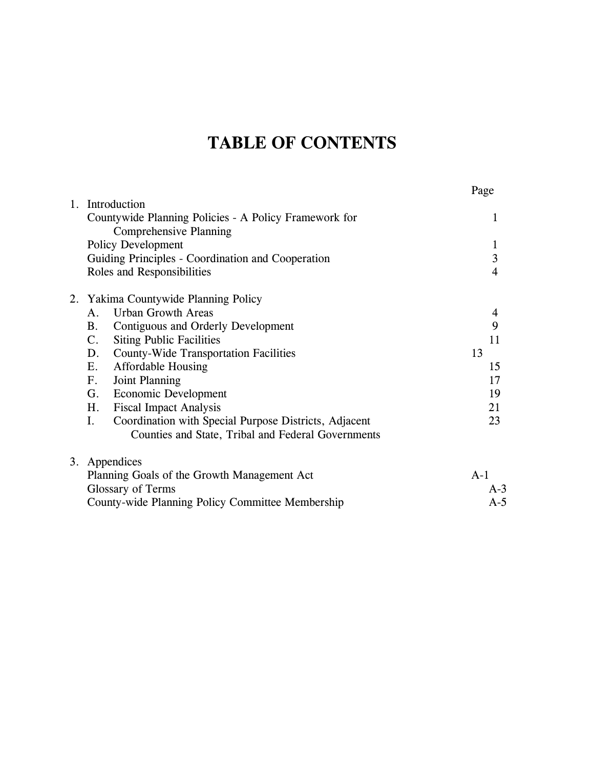# TABLE OF CONTENTS

| | Page |
|---|---|
| 1. Introduction | |
| Countywide Planning Policies - A Policy Framework for Comprehensive Planning | 1 |
| Policy Development | 1 |
| Guiding Principles - Coordination and Cooperation | 3 |
| Roles and Responsibilities | 4 |
| 2. Yakima Countywide Planning Policy | |
| A. Urban Growth Areas | 4 |
| B. Contiguous and Orderly Development | 9 |
| C. Siting Public Facilities | 11 |
| D. County-Wide Transportation Facilities | 13 |
| E. Affordable Housing | 15 |
| F. Joint Planning | 17 |
| G. Economic Development | 19 |
| H. Fiscal Impact Analysis | 21 |
| I. Coordination with Special Purpose Districts, Adjacent Counties and State, Tribal and Federal Governments | 23 |
| 3. Appendices | |
| Planning Goals of the Growth Management Act | A-1 |
| Glossary of Terms | A-3 |
| County-wide Planning Policy Committee Membership | A-5 |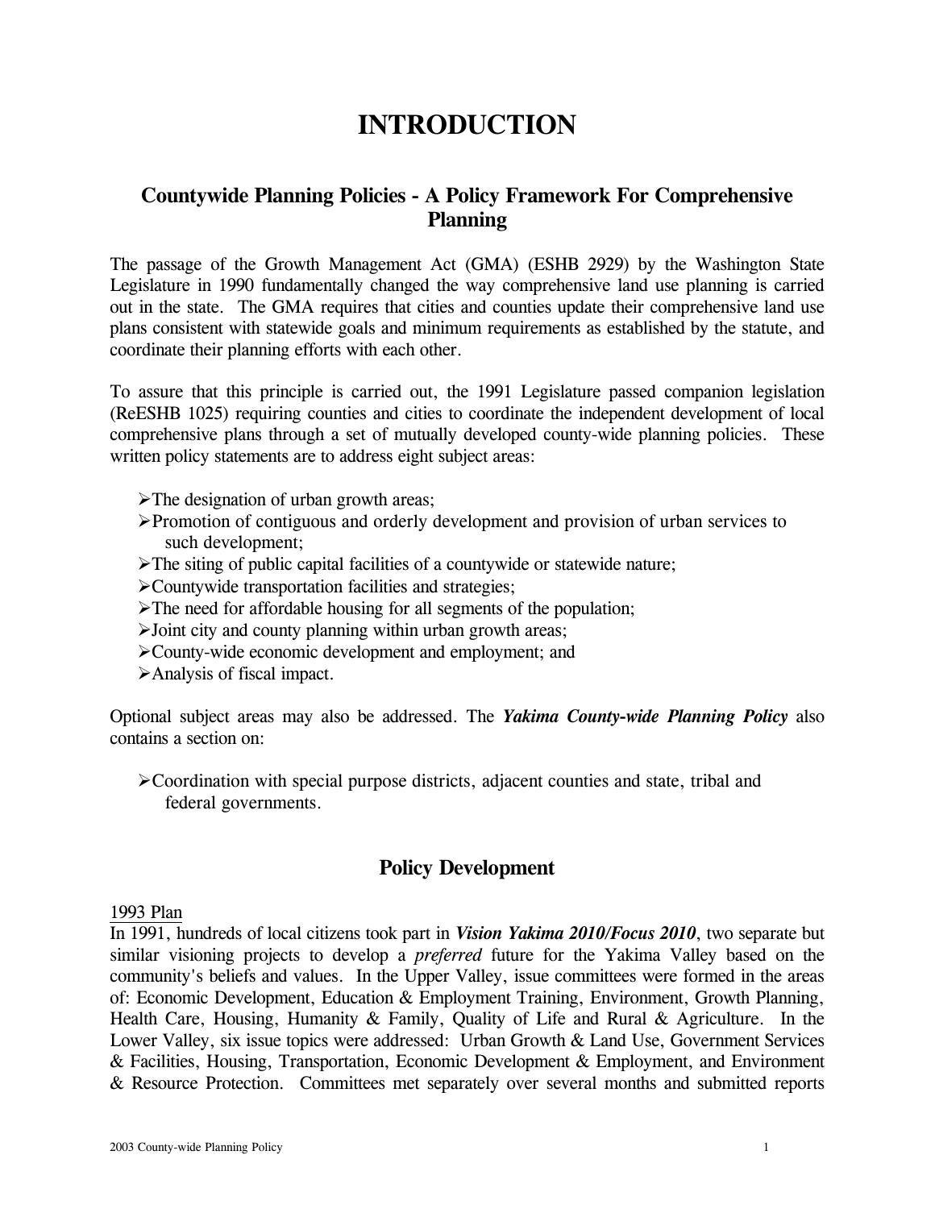# INTRODUCTION

## Countywide Planning Policies - A Policy Framework For Comprehensive Planning

The passage of the Growth Management Act (GMA) (ESHB 2929) by the Washington State Legislature in 1990 fundamentally changed the way comprehensive land use planning is carried out in the state. The GMA requires that cities and counties update their comprehensive land use plans consistent with statewide goals and minimum requirements as established by the statute, and coordinate their planning efforts with each other.

To assure that this principle is carried out, the 1991 Legislature passed companion legislation (ReESHB 1025) requiring counties and cities to coordinate the independent development of local comprehensive plans through a set of mutually developed county-wide planning policies. These written policy statements are to address eight subject areas:

- The designation of urban growth areas;
- Promotion of contiguous and orderly development and provision of urban services to such development;
- The siting of public capital facilities of a countywide or statewide nature;
- Countywide transportation facilities and strategies;
- The need for affordable housing for all segments of the population;
- Joint city and county planning within urban growth areas;
- County-wide economic development and employment; and
- Analysis of fiscal impact.

Optional subject areas may also be addressed. The ***Yakima County-wide Planning Policy*** also contains a section on:

- Coordination with special purpose districts, adjacent counties and state, tribal and federal governments.

## Policy Development

1993 Plan

In 1991, hundreds of local citizens took part in ***Vision Yakima 2010/Focus 2010***, two separate but similar visioning projects to develop a *preferred* future for the Yakima Valley based on the community's beliefs and values. In the Upper Valley, issue committees were formed in the areas of: Economic Development, Education & Employment Training, Environment, Growth Planning, Health Care, Housing, Humanity & Family, Quality of Life and Rural & Agriculture. In the Lower Valley, six issue topics were addressed: Urban Growth & Land Use, Government Services & Facilities, Housing, Transportation, Economic Development & Employment, and Environment & Resource Protection. Committees met separately over several months and submitted reports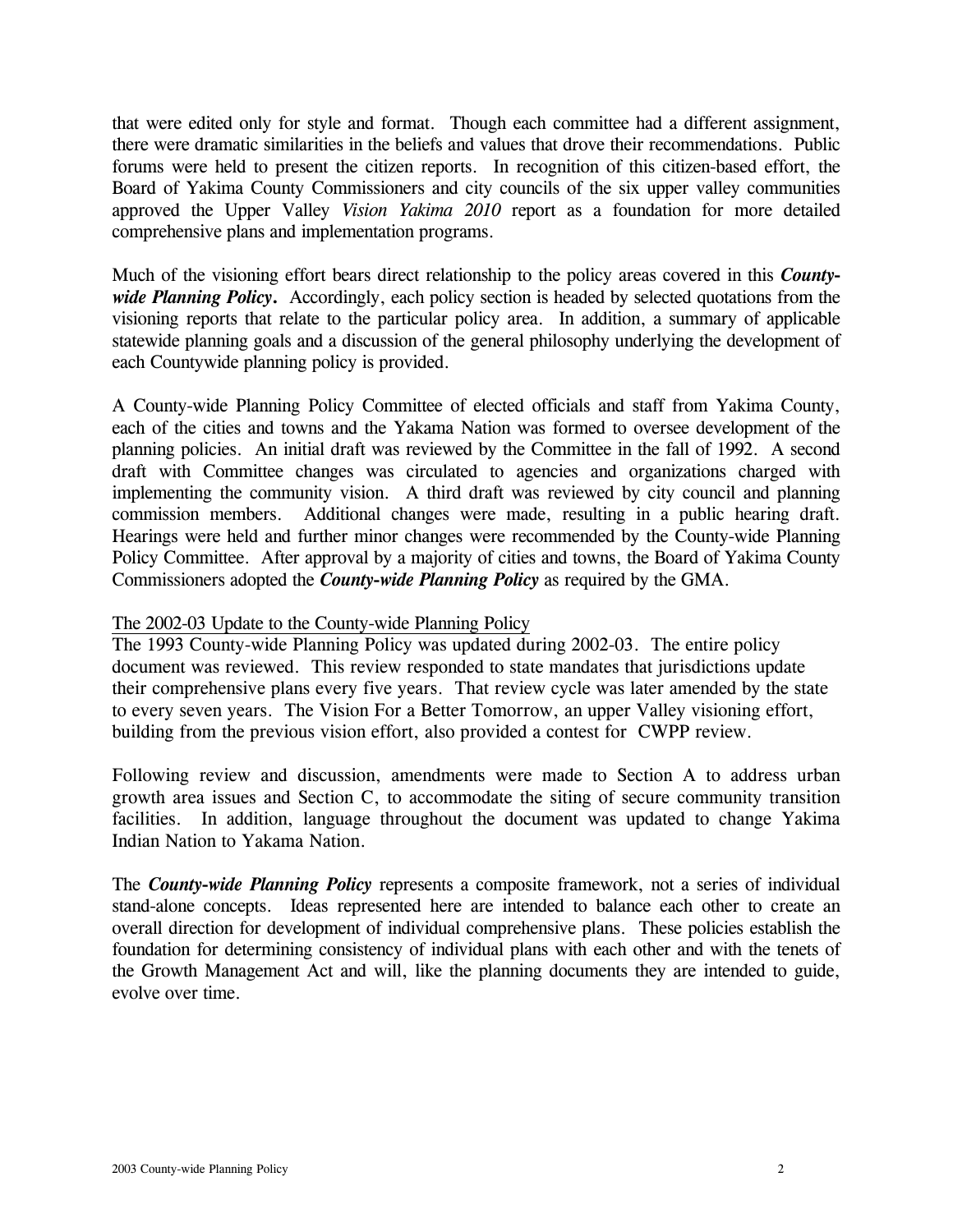that were edited only for style and format. Though each committee had a different assignment, there were dramatic similarities in the beliefs and values that drove their recommendations. Public forums were held to present the citizen reports. In recognition of this citizen-based effort, the Board of Yakima County Commissioners and city councils of the six upper valley communities approved the Upper Valley *Vision Yakima 2010* report as a foundation for more detailed comprehensive plans and implementation programs.

Much of the visioning effort bears direct relationship to the policy areas covered in this ***County-wide Planning Policy*****.** Accordingly, each policy section is headed by selected quotations from the visioning reports that relate to the particular policy area. In addition, a summary of applicable statewide planning goals and a discussion of the general philosophy underlying the development of each Countywide planning policy is provided.

A County-wide Planning Policy Committee of elected officials and staff from Yakima County, each of the cities and towns and the Yakama Nation was formed to oversee development of the planning policies. An initial draft was reviewed by the Committee in the fall of 1992. A second draft with Committee changes was circulated to agencies and organizations charged with implementing the community vision. A third draft was reviewed by city council and planning commission members. Additional changes were made, resulting in a public hearing draft. Hearings were held and further minor changes were recommended by the County-wide Planning Policy Committee. After approval by a majority of cities and towns, the Board of Yakima County Commissioners adopted the ***County-wide Planning Policy*** as required by the GMA.

<u>The 2002-03 Update to the County-wide Planning Policy</u>

The 1993 County-wide Planning Policy was updated during 2002-03. The entire policy document was reviewed. This review responded to state mandates that jurisdictions update their comprehensive plans every five years. That review cycle was later amended by the state to every seven years. The Vision For a Better Tomorrow, an upper Valley visioning effort, building from the previous vision effort, also provided a contest for CWPP review.

Following review and discussion, amendments were made to Section A to address urban growth area issues and Section C, to accommodate the siting of secure community transition facilities. In addition, language throughout the document was updated to change Yakima Indian Nation to Yakama Nation.

The ***County-wide Planning Policy*** represents a composite framework, not a series of individual stand-alone concepts. Ideas represented here are intended to balance each other to create an overall direction for development of individual comprehensive plans. These policies establish the foundation for determining consistency of individual plans with each other and with the tenets of the Growth Management Act and will, like the planning documents they are intended to guide, evolve over time.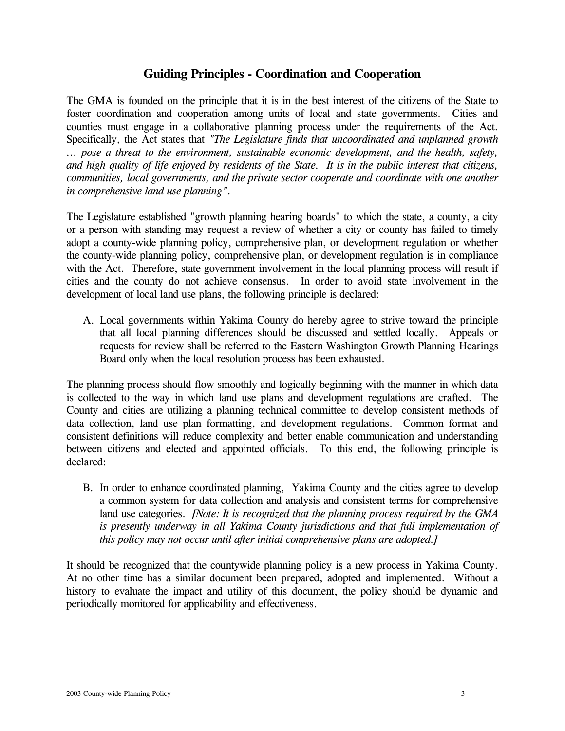## Guiding Principles - Coordination and Cooperation

The GMA is founded on the principle that it is in the best interest of the citizens of the State to foster coordination and cooperation among units of local and state governments. Cities and counties must engage in a collaborative planning process under the requirements of the Act. Specifically, the Act states that *"The Legislature finds that uncoordinated and unplanned growth … pose a threat to the environment, sustainable economic development, and the health, safety, and high quality of life enjoyed by residents of the State. It is in the public interest that citizens, communities, local governments, and the private sector cooperate and coordinate with one another in comprehensive land use planning"*.

The Legislature established "growth planning hearing boards" to which the state, a county, a city or a person with standing may request a review of whether a city or county has failed to timely adopt a county-wide planning policy, comprehensive plan, or development regulation or whether the county-wide planning policy, comprehensive plan, or development regulation is in compliance with the Act. Therefore, state government involvement in the local planning process will result if cities and the county do not achieve consensus. In order to avoid state involvement in the development of local land use plans, the following principle is declared:

A. Local governments within Yakima County do hereby agree to strive toward the principle that all local planning differences should be discussed and settled locally. Appeals or requests for review shall be referred to the Eastern Washington Growth Planning Hearings Board only when the local resolution process has been exhausted.

The planning process should flow smoothly and logically beginning with the manner in which data is collected to the way in which land use plans and development regulations are crafted. The County and cities are utilizing a planning technical committee to develop consistent methods of data collection, land use plan formatting, and development regulations. Common format and consistent definitions will reduce complexity and better enable communication and understanding between citizens and elected and appointed officials. To this end, the following principle is declared:

B. In order to enhance coordinated planning, Yakima County and the cities agree to develop a common system for data collection and analysis and consistent terms for comprehensive land use categories. *[Note: It is recognized that the planning process required by the GMA is presently underway in all Yakima County jurisdictions and that full implementation of this policy may not occur until after initial comprehensive plans are adopted.]*

It should be recognized that the countywide planning policy is a new process in Yakima County. At no other time has a similar document been prepared, adopted and implemented. Without a history to evaluate the impact and utility of this document, the policy should be dynamic and periodically monitored for applicability and effectiveness.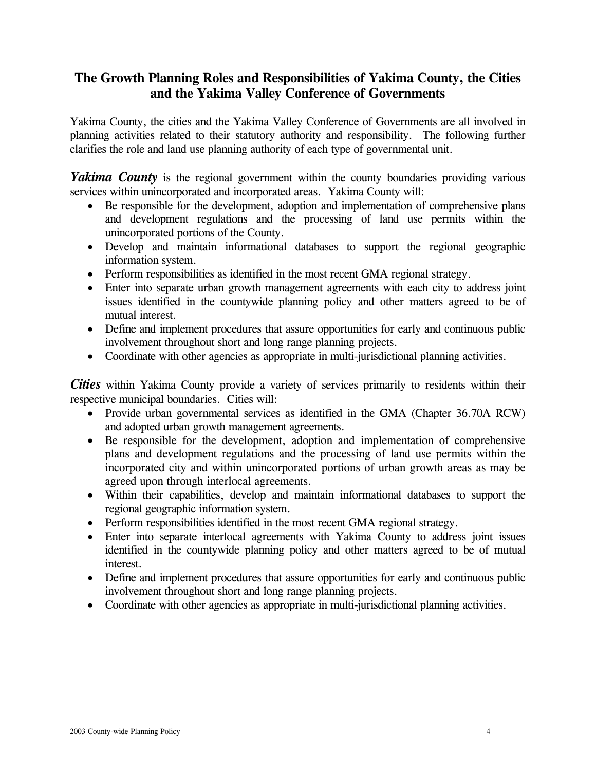## The Growth Planning Roles and Responsibilities of Yakima County, the Cities and the Yakima Valley Conference of Governments

Yakima County, the cities and the Yakima Valley Conference of Governments are all involved in planning activities related to their statutory authority and responsibility. The following further clarifies the role and land use planning authority of each type of governmental unit.

***Yakima County*** is the regional government within the county boundaries providing various services within unincorporated and incorporated areas. Yakima County will:

- Be responsible for the development, adoption and implementation of comprehensive plans and development regulations and the processing of land use permits within the unincorporated portions of the County.
- Develop and maintain informational databases to support the regional geographic information system.
- Perform responsibilities as identified in the most recent GMA regional strategy.
- Enter into separate urban growth management agreements with each city to address joint issues identified in the countywide planning policy and other matters agreed to be of mutual interest.
- Define and implement procedures that assure opportunities for early and continuous public involvement throughout short and long range planning projects.
- Coordinate with other agencies as appropriate in multi-jurisdictional planning activities.

***Cities*** within Yakima County provide a variety of services primarily to residents within their respective municipal boundaries. Cities will:

- Provide urban governmental services as identified in the GMA (Chapter 36.70A RCW) and adopted urban growth management agreements.
- Be responsible for the development, adoption and implementation of comprehensive plans and development regulations and the processing of land use permits within the incorporated city and within unincorporated portions of urban growth areas as may be agreed upon through interlocal agreements.
- Within their capabilities, develop and maintain informational databases to support the regional geographic information system.
- Perform responsibilities identified in the most recent GMA regional strategy.
- Enter into separate interlocal agreements with Yakima County to address joint issues identified in the countywide planning policy and other matters agreed to be of mutual interest.
- Define and implement procedures that assure opportunities for early and continuous public involvement throughout short and long range planning projects.
- Coordinate with other agencies as appropriate in multi-jurisdictional planning activities.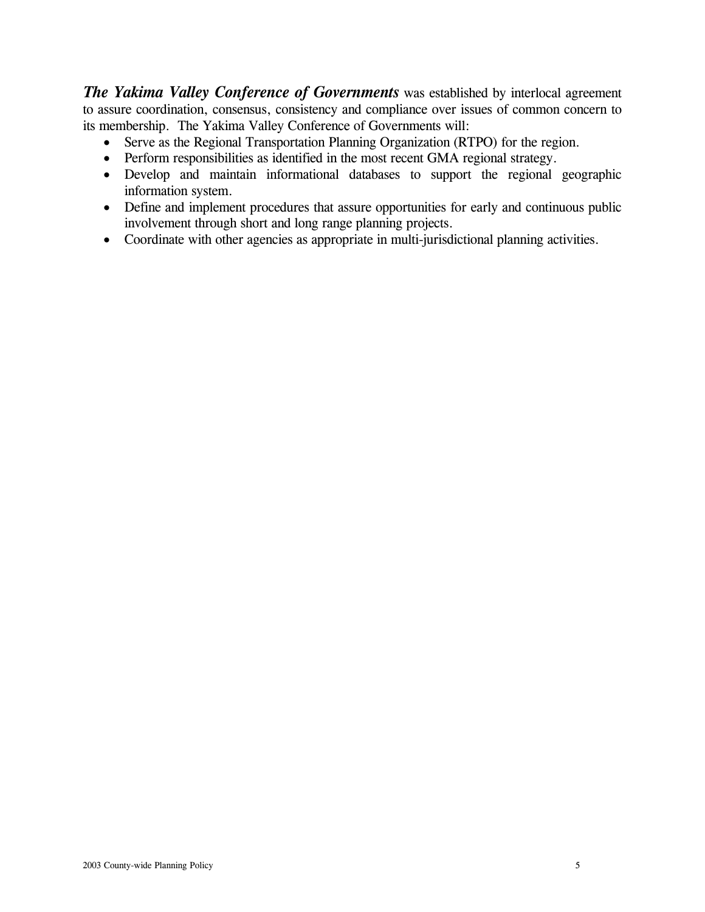***The Yakima Valley Conference of Governments*** was established by interlocal agreement to assure coordination, consensus, consistency and compliance over issues of common concern to its membership. The Yakima Valley Conference of Governments will:

- Serve as the Regional Transportation Planning Organization (RTPO) for the region.
- Perform responsibilities as identified in the most recent GMA regional strategy.
- Develop and maintain informational databases to support the regional geographic information system.
- Define and implement procedures that assure opportunities for early and continuous public involvement through short and long range planning projects.
- Coordinate with other agencies as appropriate in multi-jurisdictional planning activities.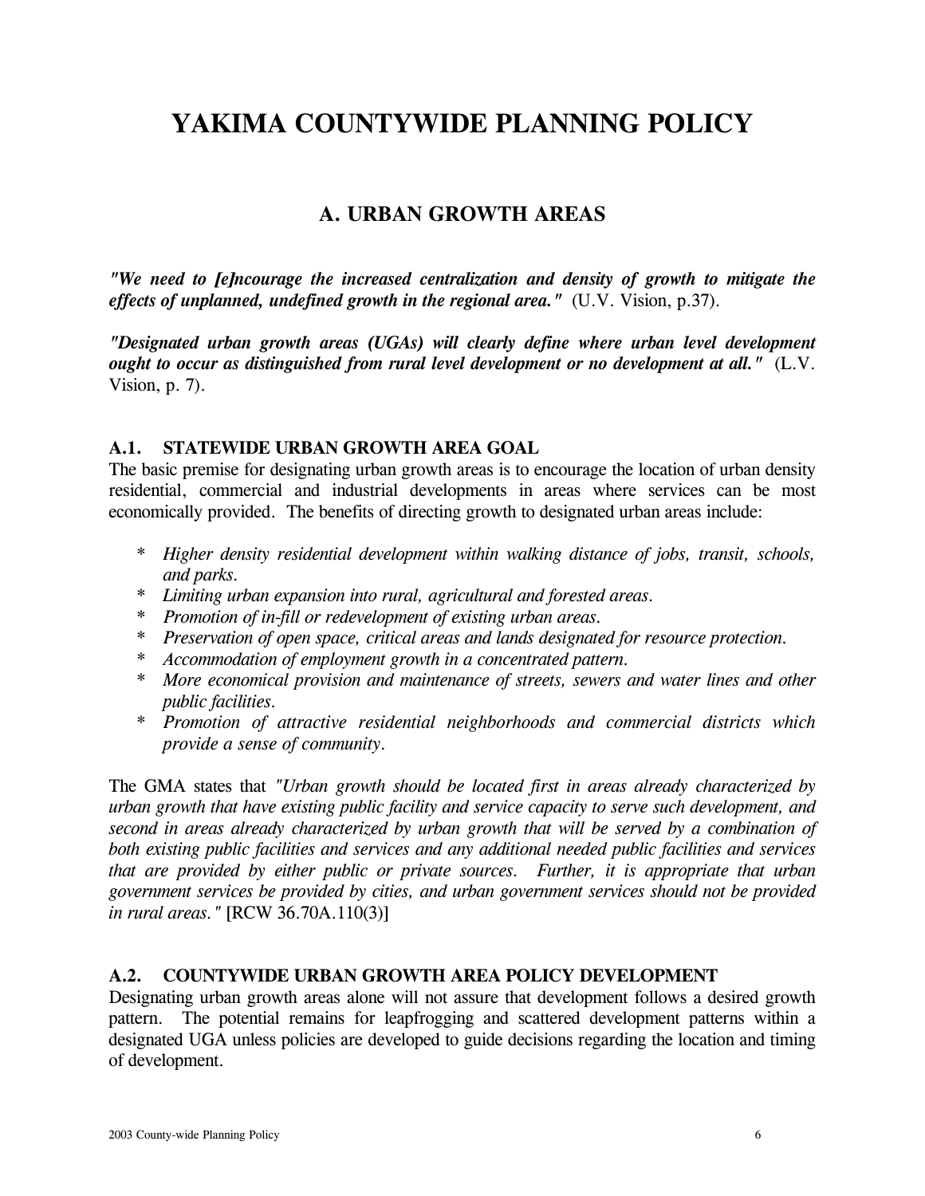# YAKIMA COUNTYWIDE PLANNING POLICY

## A. URBAN GROWTH AREAS

***"We need to [e]ncourage the increased centralization and density of growth to mitigate the effects of unplanned, undefined growth in the regional area."*** (U.V. Vision, p.37).

***"Designated urban growth areas (UGAs) will clearly define where urban level development ought to occur as distinguished from rural level development or no development at all."*** (L.V. Vision, p. 7).

### A.1. STATEWIDE URBAN GROWTH AREA GOAL

The basic premise for designating urban growth areas is to encourage the location of urban density residential, commercial and industrial developments in areas where services can be most economically provided. The benefits of directing growth to designated urban areas include:

- *Higher density residential development within walking distance of jobs, transit, schools, and parks.*
- *Limiting urban expansion into rural, agricultural and forested areas.*
- *Promotion of in-fill or redevelopment of existing urban areas.*
- *Preservation of open space, critical areas and lands designated for resource protection.*
- *Accommodation of employment growth in a concentrated pattern.*
- *More economical provision and maintenance of streets, sewers and water lines and other public facilities.*
- *Promotion of attractive residential neighborhoods and commercial districts which provide a sense of community.*

The GMA states that *"Urban growth should be located first in areas already characterized by urban growth that have existing public facility and service capacity to serve such development, and second in areas already characterized by urban growth that will be served by a combination of both existing public facilities and services and any additional needed public facilities and services that are provided by either public or private sources. Further, it is appropriate that urban government services be provided by cities, and urban government services should not be provided in rural areas."* [RCW 36.70A.110(3)]

### A.2. COUNTYWIDE URBAN GROWTH AREA POLICY DEVELOPMENT

Designating urban growth areas alone will not assure that development follows a desired growth pattern. The potential remains for leapfrogging and scattered development patterns within a designated UGA unless policies are developed to guide decisions regarding the location and timing of development.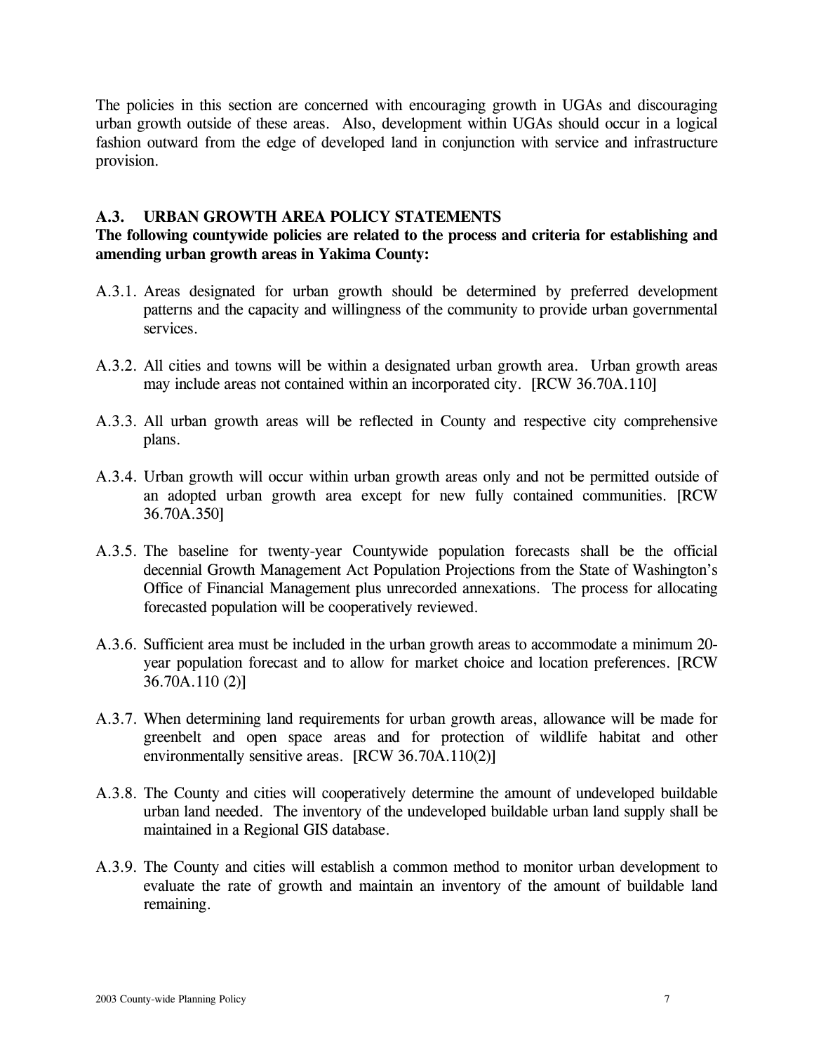The policies in this section are concerned with encouraging growth in UGAs and discouraging urban growth outside of these areas. Also, development within UGAs should occur in a logical fashion outward from the edge of developed land in conjunction with service and infrastructure provision.

### A.3. URBAN GROWTH AREA POLICY STATEMENTS

**The following countywide policies are related to the process and criteria for establishing and amending urban growth areas in Yakima County:**

A.3.1. Areas designated for urban growth should be determined by preferred development patterns and the capacity and willingness of the community to provide urban governmental services.

A.3.2. All cities and towns will be within a designated urban growth area. Urban growth areas may include areas not contained within an incorporated city. [RCW 36.70A.110]

A.3.3. All urban growth areas will be reflected in County and respective city comprehensive plans.

A.3.4. Urban growth will occur within urban growth areas only and not be permitted outside of an adopted urban growth area except for new fully contained communities. [RCW 36.70A.350]

A.3.5. The baseline for twenty-year Countywide population forecasts shall be the official decennial Growth Management Act Population Projections from the State of Washington's Office of Financial Management plus unrecorded annexations. The process for allocating forecasted population will be cooperatively reviewed.

A.3.6. Sufficient area must be included in the urban growth areas to accommodate a minimum 20-year population forecast and to allow for market choice and location preferences. [RCW 36.70A.110 (2)]

A.3.7. When determining land requirements for urban growth areas, allowance will be made for greenbelt and open space areas and for protection of wildlife habitat and other environmentally sensitive areas. [RCW 36.70A.110(2)]

A.3.8. The County and cities will cooperatively determine the amount of undeveloped buildable urban land needed. The inventory of the undeveloped buildable urban land supply shall be maintained in a Regional GIS database.

A.3.9. The County and cities will establish a common method to monitor urban development to evaluate the rate of growth and maintain an inventory of the amount of buildable land remaining.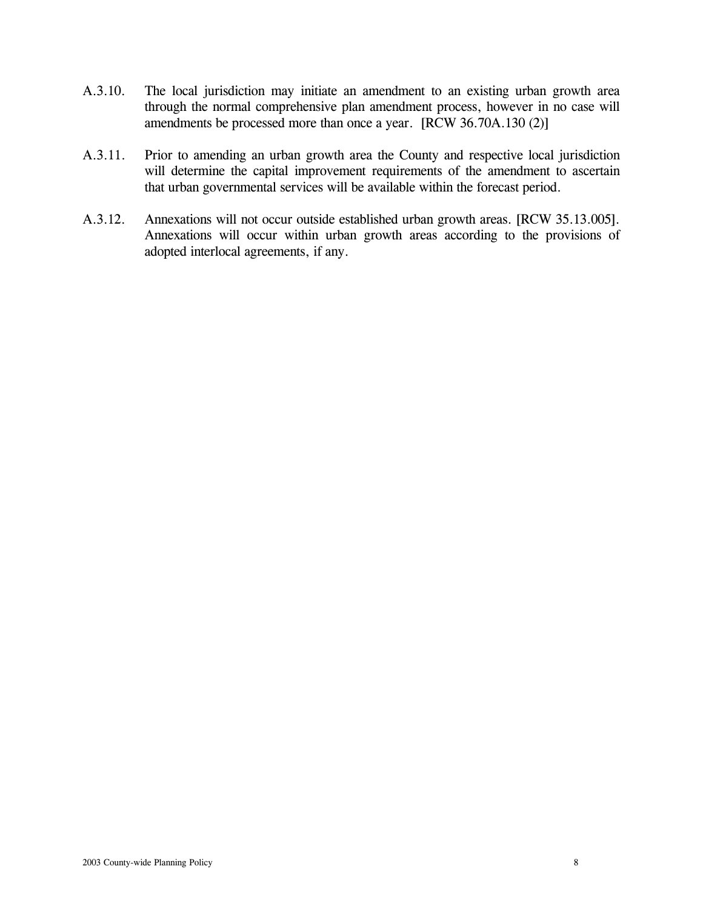A.3.10. The local jurisdiction may initiate an amendment to an existing urban growth area through the normal comprehensive plan amendment process, however in no case will amendments be processed more than once a year. [RCW 36.70A.130 (2)]

A.3.11. Prior to amending an urban growth area the County and respective local jurisdiction will determine the capital improvement requirements of the amendment to ascertain that urban governmental services will be available within the forecast period.

A.3.12. Annexations will not occur outside established urban growth areas. [RCW 35.13.005]. Annexations will occur within urban growth areas according to the provisions of adopted interlocal agreements, if any.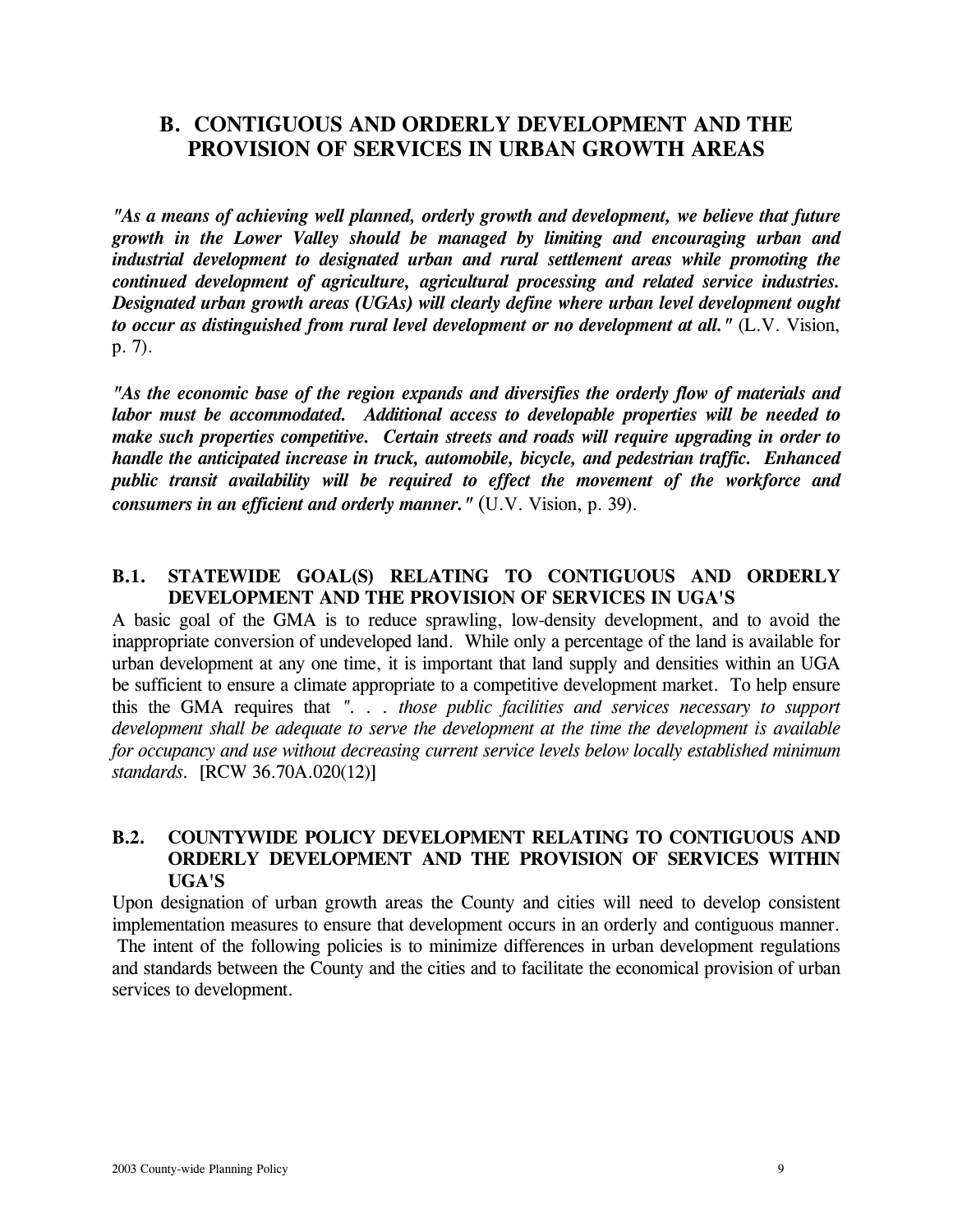## B. CONTIGUOUS AND ORDERLY DEVELOPMENT AND THE PROVISION OF SERVICES IN URBAN GROWTH AREAS

***"As a means of achieving well planned, orderly growth and development, we believe that future growth in the Lower Valley should be managed by limiting and encouraging urban and industrial development to designated urban and rural settlement areas while promoting the continued development of agriculture, agricultural processing and related service industries. Designated urban growth areas (UGAs) will clearly define where urban level development ought to occur as distinguished from rural level development or no development at all."*** (L.V. Vision, p. 7).

***"As the economic base of the region expands and diversifies the orderly flow of materials and labor must be accommodated. Additional access to developable properties will be needed to make such properties competitive. Certain streets and roads will require upgrading in order to handle the anticipated increase in truck, automobile, bicycle, and pedestrian traffic. Enhanced public transit availability will be required to effect the movement of the workforce and consumers in an efficient and orderly manner."*** (U.V. Vision, p. 39).

### B.1. STATEWIDE GOAL(S) RELATING TO CONTIGUOUS AND ORDERLY DEVELOPMENT AND THE PROVISION OF SERVICES IN UGA'S

A basic goal of the GMA is to reduce sprawling, low-density development, and to avoid the inappropriate conversion of undeveloped land. While only a percentage of the land is available for urban development at any one time, it is important that land supply and densities within an UGA be sufficient to ensure a climate appropriate to a competitive development market. To help ensure this the GMA requires that *". . . those public facilities and services necessary to support development shall be adequate to serve the development at the time the development is available for occupancy and use without decreasing current service levels below locally established minimum standards*. [RCW 36.70A.020(12)]

### B.2. COUNTYWIDE POLICY DEVELOPMENT RELATING TO CONTIGUOUS AND ORDERLY DEVELOPMENT AND THE PROVISION OF SERVICES WITHIN UGA'S

Upon designation of urban growth areas the County and cities will need to develop consistent implementation measures to ensure that development occurs in an orderly and contiguous manner. The intent of the following policies is to minimize differences in urban development regulations and standards between the County and the cities and to facilitate the economical provision of urban services to development.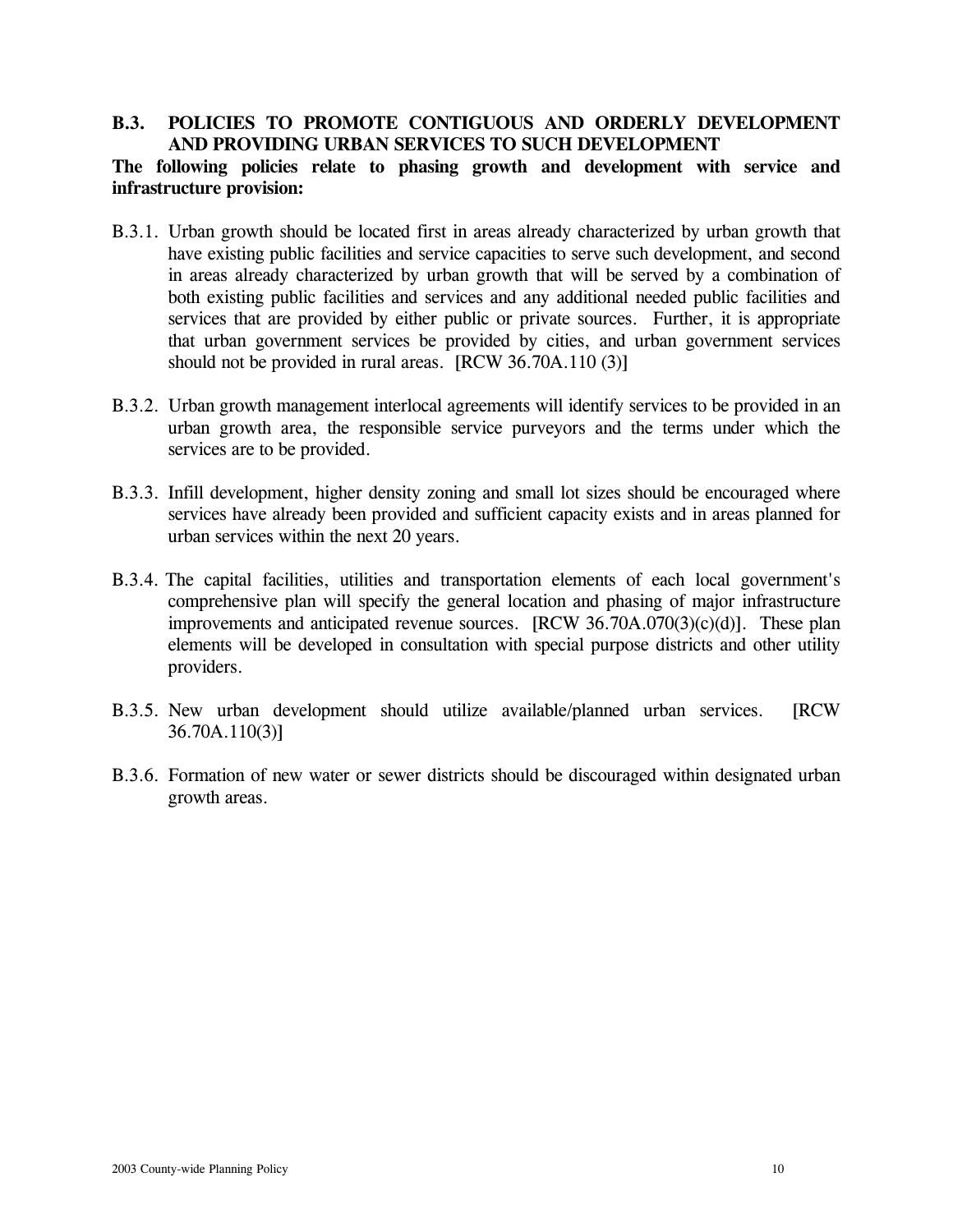### B.3. POLICIES TO PROMOTE CONTIGUOUS AND ORDERLY DEVELOPMENT AND PROVIDING URBAN SERVICES TO SUCH DEVELOPMENT

**The following policies relate to phasing growth and development with service and infrastructure provision:**

B.3.1. Urban growth should be located first in areas already characterized by urban growth that have existing public facilities and service capacities to serve such development, and second in areas already characterized by urban growth that will be served by a combination of both existing public facilities and services and any additional needed public facilities and services that are provided by either public or private sources. Further, it is appropriate that urban government services be provided by cities, and urban government services should not be provided in rural areas. [RCW 36.70A.110 (3)]

B.3.2. Urban growth management interlocal agreements will identify services to be provided in an urban growth area, the responsible service purveyors and the terms under which the services are to be provided.

B.3.3. Infill development, higher density zoning and small lot sizes should be encouraged where services have already been provided and sufficient capacity exists and in areas planned for urban services within the next 20 years.

B.3.4. The capital facilities, utilities and transportation elements of each local government's comprehensive plan will specify the general location and phasing of major infrastructure improvements and anticipated revenue sources. [RCW 36.70A.070(3)(c)(d)]. These plan elements will be developed in consultation with special purpose districts and other utility providers.

B.3.5. New urban development should utilize available/planned urban services. [RCW 36.70A.110(3)]

B.3.6. Formation of new water or sewer districts should be discouraged within designated urban growth areas.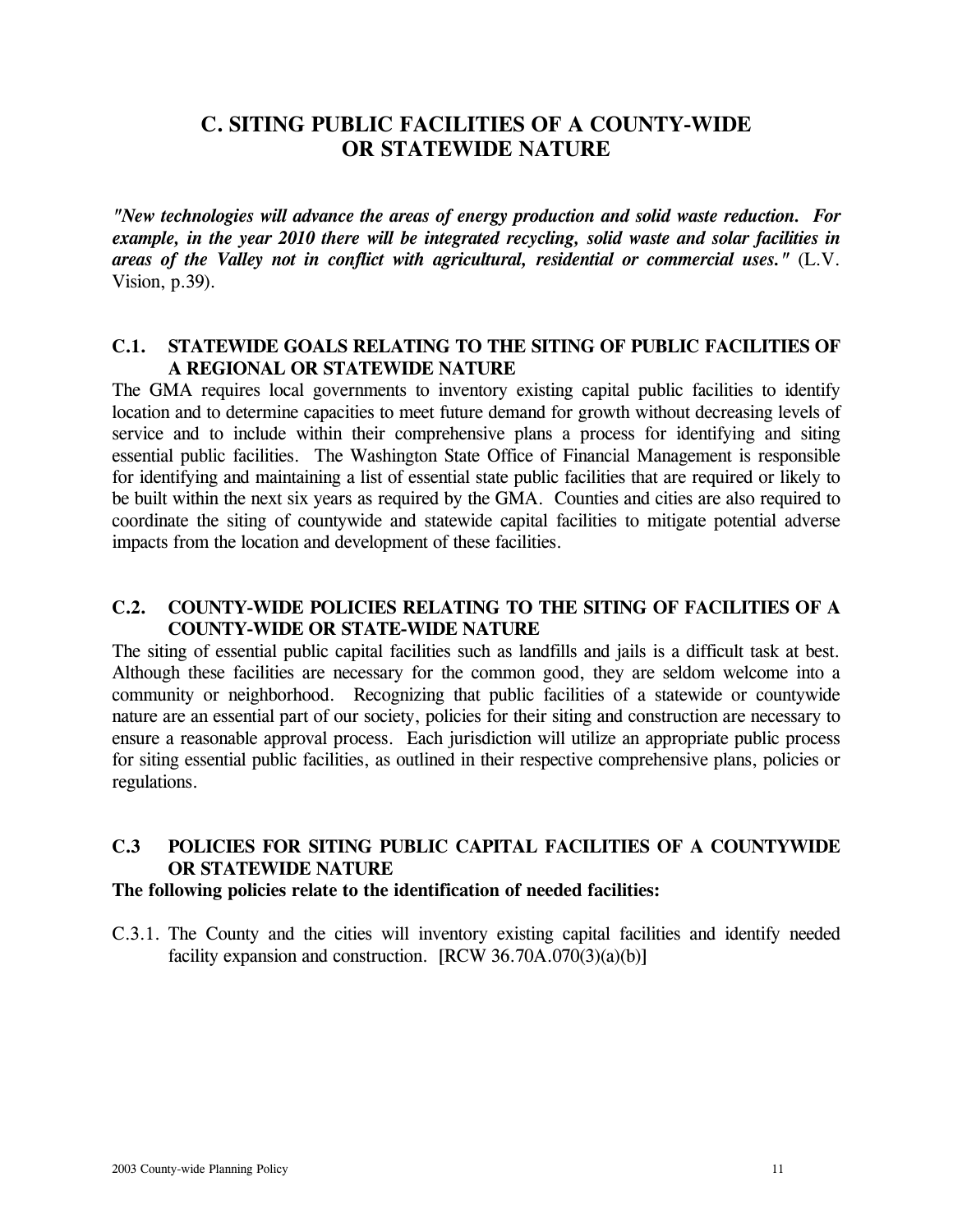# C. SITING PUBLIC FACILITIES OF A COUNTY-WIDE OR STATEWIDE NATURE

***"New technologies will advance the areas of energy production and solid waste reduction. For example, in the year 2010 there will be integrated recycling, solid waste and solar facilities in areas of the Valley not in conflict with agricultural, residential or commercial uses."*** (L.V. Vision, p.39).

## C.1. STATEWIDE GOALS RELATING TO THE SITING OF PUBLIC FACILITIES OF A REGIONAL OR STATEWIDE NATURE

The GMA requires local governments to inventory existing capital public facilities to identify location and to determine capacities to meet future demand for growth without decreasing levels of service and to include within their comprehensive plans a process for identifying and siting essential public facilities. The Washington State Office of Financial Management is responsible for identifying and maintaining a list of essential state public facilities that are required or likely to be built within the next six years as required by the GMA. Counties and cities are also required to coordinate the siting of countywide and statewide capital facilities to mitigate potential adverse impacts from the location and development of these facilities.

## C.2. COUNTY-WIDE POLICIES RELATING TO THE SITING OF FACILITIES OF A COUNTY-WIDE OR STATE-WIDE NATURE

The siting of essential public capital facilities such as landfills and jails is a difficult task at best. Although these facilities are necessary for the common good, they are seldom welcome into a community or neighborhood. Recognizing that public facilities of a statewide or countywide nature are an essential part of our society, policies for their siting and construction are necessary to ensure a reasonable approval process. Each jurisdiction will utilize an appropriate public process for siting essential public facilities, as outlined in their respective comprehensive plans, policies or regulations.

## C.3 POLICIES FOR SITING PUBLIC CAPITAL FACILITIES OF A COUNTYWIDE OR STATEWIDE NATURE

**The following policies relate to the identification of needed facilities:**

C.3.1. The County and the cities will inventory existing capital facilities and identify needed facility expansion and construction. [RCW 36.70A.070(3)(a)(b)]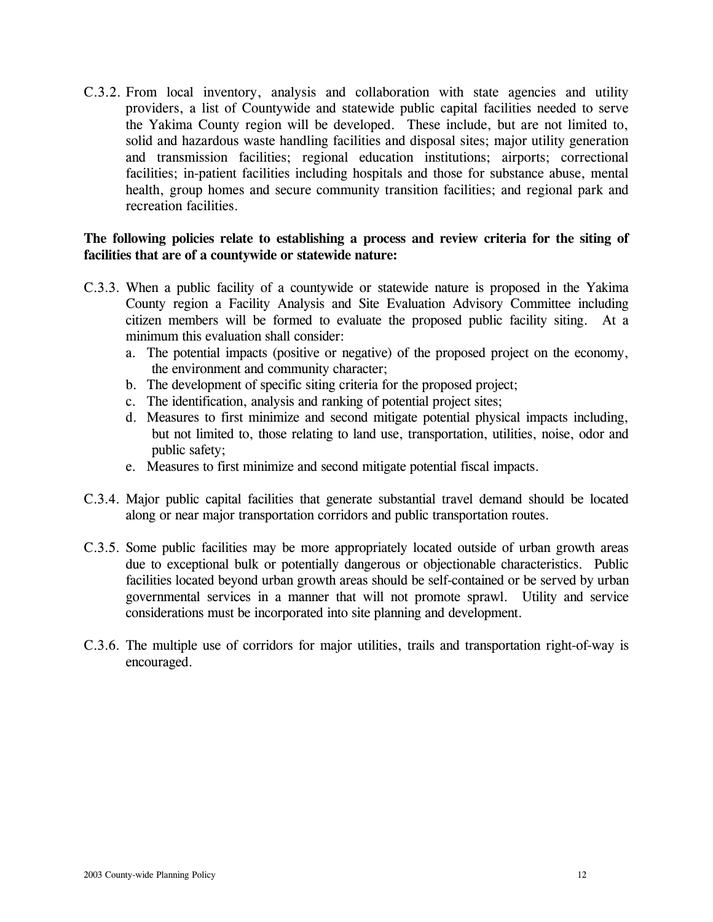C.3.2. From local inventory, analysis and collaboration with state agencies and utility providers, a list of Countywide and statewide public capital facilities needed to serve the Yakima County region will be developed. These include, but are not limited to, solid and hazardous waste handling facilities and disposal sites; major utility generation and transmission facilities; regional education institutions; airports; correctional facilities; in-patient facilities including hospitals and those for substance abuse, mental health, group homes and secure community transition facilities; and regional park and recreation facilities.

**The following policies relate to establishing a process and review criteria for the siting of facilities that are of a countywide or statewide nature:**

C.3.3. When a public facility of a countywide or statewide nature is proposed in the Yakima County region a Facility Analysis and Site Evaluation Advisory Committee including citizen members will be formed to evaluate the proposed public facility siting. At a minimum this evaluation shall consider:

a. The potential impacts (positive or negative) of the proposed project on the economy, the environment and community character;
b. The development of specific siting criteria for the proposed project;
c. The identification, analysis and ranking of potential project sites;
d. Measures to first minimize and second mitigate potential physical impacts including, but not limited to, those relating to land use, transportation, utilities, noise, odor and public safety;
e. Measures to first minimize and second mitigate potential fiscal impacts.

C.3.4. Major public capital facilities that generate substantial travel demand should be located along or near major transportation corridors and public transportation routes.

C.3.5. Some public facilities may be more appropriately located outside of urban growth areas due to exceptional bulk or potentially dangerous or objectionable characteristics. Public facilities located beyond urban growth areas should be self-contained or be served by urban governmental services in a manner that will not promote sprawl. Utility and service considerations must be incorporated into site planning and development.

C.3.6. The multiple use of corridors for major utilities, trails and transportation right-of-way is encouraged.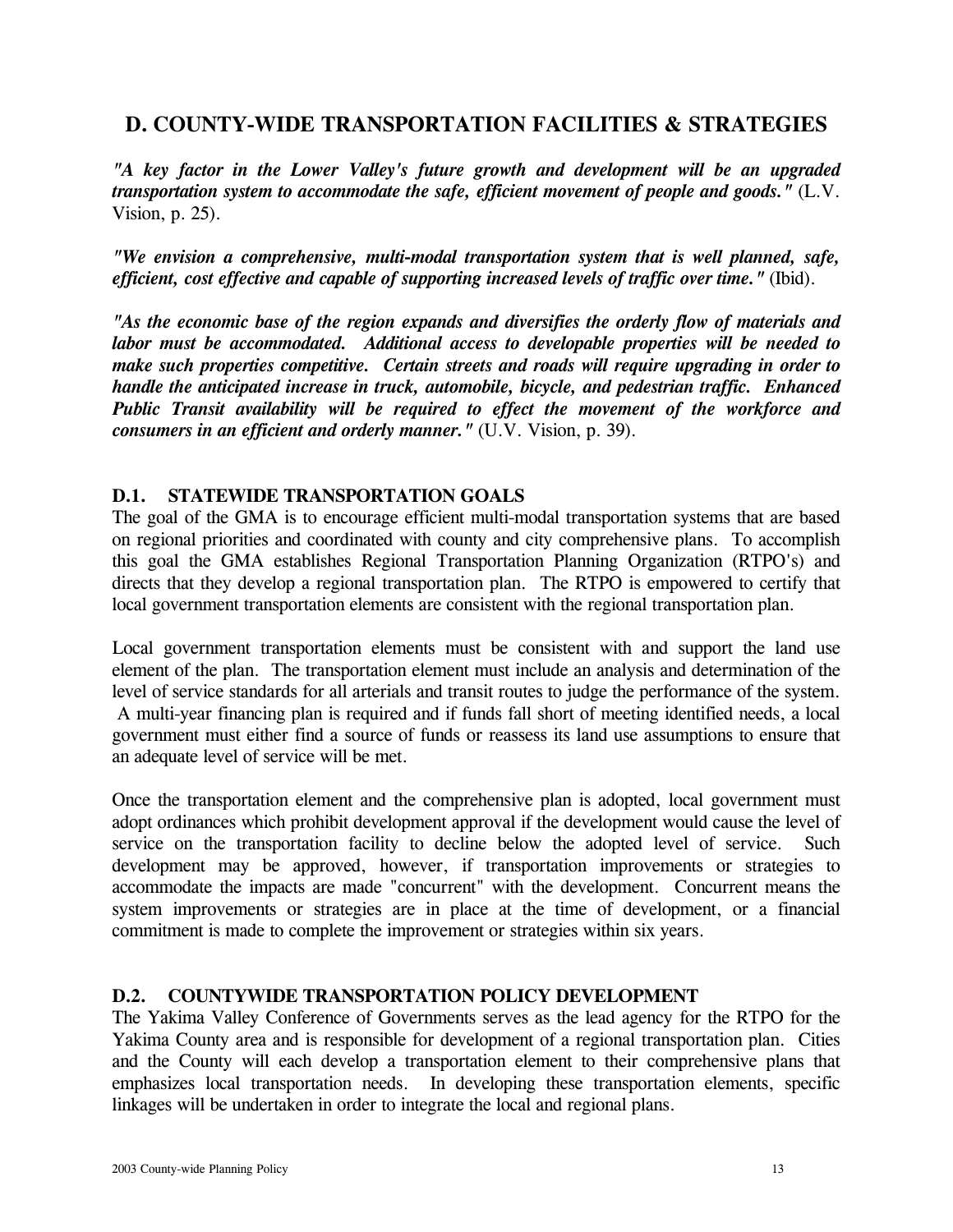## D. COUNTY-WIDE TRANSPORTATION FACILITIES & STRATEGIES

***"A key factor in the Lower Valley's future growth and development will be an upgraded transportation system to accommodate the safe, efficient movement of people and goods."*** (L.V. Vision, p. 25).

***"We envision a comprehensive, multi-modal transportation system that is well planned, safe, efficient, cost effective and capable of supporting increased levels of traffic over time."*** (Ibid).

***"As the economic base of the region expands and diversifies the orderly flow of materials and labor must be accommodated. Additional access to developable properties will be needed to make such properties competitive. Certain streets and roads will require upgrading in order to handle the anticipated increase in truck, automobile, bicycle, and pedestrian traffic. Enhanced Public Transit availability will be required to effect the movement of the workforce and consumers in an efficient and orderly manner."*** (U.V. Vision, p. 39).

### D.1. STATEWIDE TRANSPORTATION GOALS

The goal of the GMA is to encourage efficient multi-modal transportation systems that are based on regional priorities and coordinated with county and city comprehensive plans. To accomplish this goal the GMA establishes Regional Transportation Planning Organization (RTPO's) and directs that they develop a regional transportation plan. The RTPO is empowered to certify that local government transportation elements are consistent with the regional transportation plan.

Local government transportation elements must be consistent with and support the land use element of the plan. The transportation element must include an analysis and determination of the level of service standards for all arterials and transit routes to judge the performance of the system. A multi-year financing plan is required and if funds fall short of meeting identified needs, a local government must either find a source of funds or reassess its land use assumptions to ensure that an adequate level of service will be met.

Once the transportation element and the comprehensive plan is adopted, local government must adopt ordinances which prohibit development approval if the development would cause the level of service on the transportation facility to decline below the adopted level of service. Such development may be approved, however, if transportation improvements or strategies to accommodate the impacts are made "concurrent" with the development. Concurrent means the system improvements or strategies are in place at the time of development, or a financial commitment is made to complete the improvement or strategies within six years.

### D.2. COUNTYWIDE TRANSPORTATION POLICY DEVELOPMENT

The Yakima Valley Conference of Governments serves as the lead agency for the RTPO for the Yakima County area and is responsible for development of a regional transportation plan. Cities and the County will each develop a transportation element to their comprehensive plans that emphasizes local transportation needs. In developing these transportation elements, specific linkages will be undertaken in order to integrate the local and regional plans.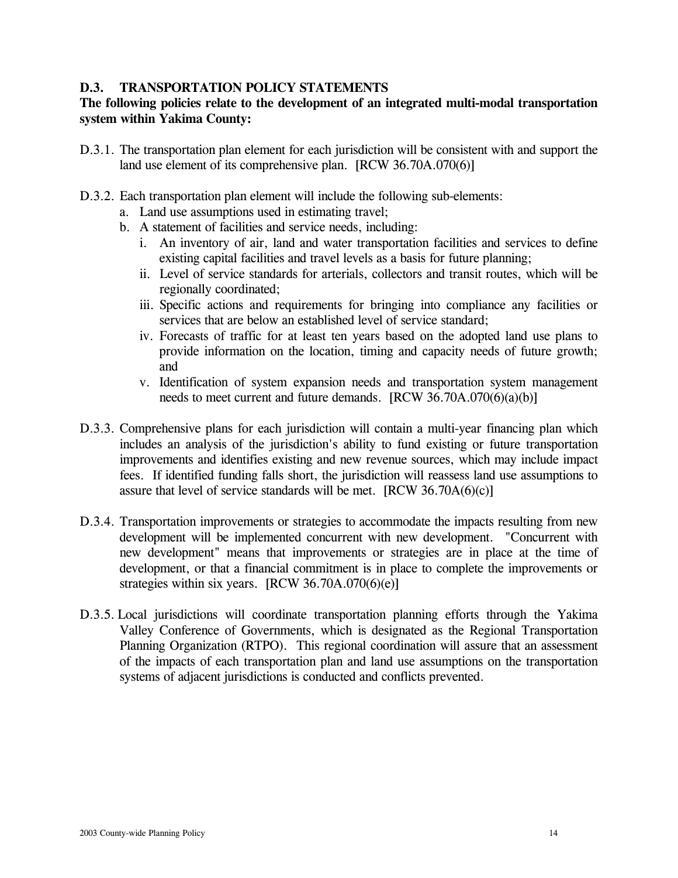### D.3. TRANSPORTATION POLICY STATEMENTS

**The following policies relate to the development of an integrated multi-modal transportation system within Yakima County:**

D.3.1. The transportation plan element for each jurisdiction will be consistent with and support the land use element of its comprehensive plan. [RCW 36.70A.070(6)]

D.3.2. Each transportation plan element will include the following sub-elements:

a. Land use assumptions used in estimating travel;
b. A statement of facilities and service needs, including:
   i. An inventory of air, land and water transportation facilities and services to define existing capital facilities and travel levels as a basis for future planning;
   ii. Level of service standards for arterials, collectors and transit routes, which will be regionally coordinated;
   iii. Specific actions and requirements for bringing into compliance any facilities or services that are below an established level of service standard;
   iv. Forecasts of traffic for at least ten years based on the adopted land use plans to provide information on the location, timing and capacity needs of future growth; and
   v. Identification of system expansion needs and transportation system management needs to meet current and future demands. [RCW 36.70A.070(6)(a)(b)]

D.3.3. Comprehensive plans for each jurisdiction will contain a multi-year financing plan which includes an analysis of the jurisdiction's ability to fund existing or future transportation improvements and identifies existing and new revenue sources, which may include impact fees. If identified funding falls short, the jurisdiction will reassess land use assumptions to assure that level of service standards will be met. [RCW 36.70A(6)(c)]

D.3.4. Transportation improvements or strategies to accommodate the impacts resulting from new development will be implemented concurrent with new development. "Concurrent with new development" means that improvements or strategies are in place at the time of development, or that a financial commitment is in place to complete the improvements or strategies within six years. [RCW 36.70A.070(6)(e)]

D.3.5. Local jurisdictions will coordinate transportation planning efforts through the Yakima Valley Conference of Governments, which is designated as the Regional Transportation Planning Organization (RTPO). This regional coordination will assure that an assessment of the impacts of each transportation plan and land use assumptions on the transportation systems of adjacent jurisdictions is conducted and conflicts prevented.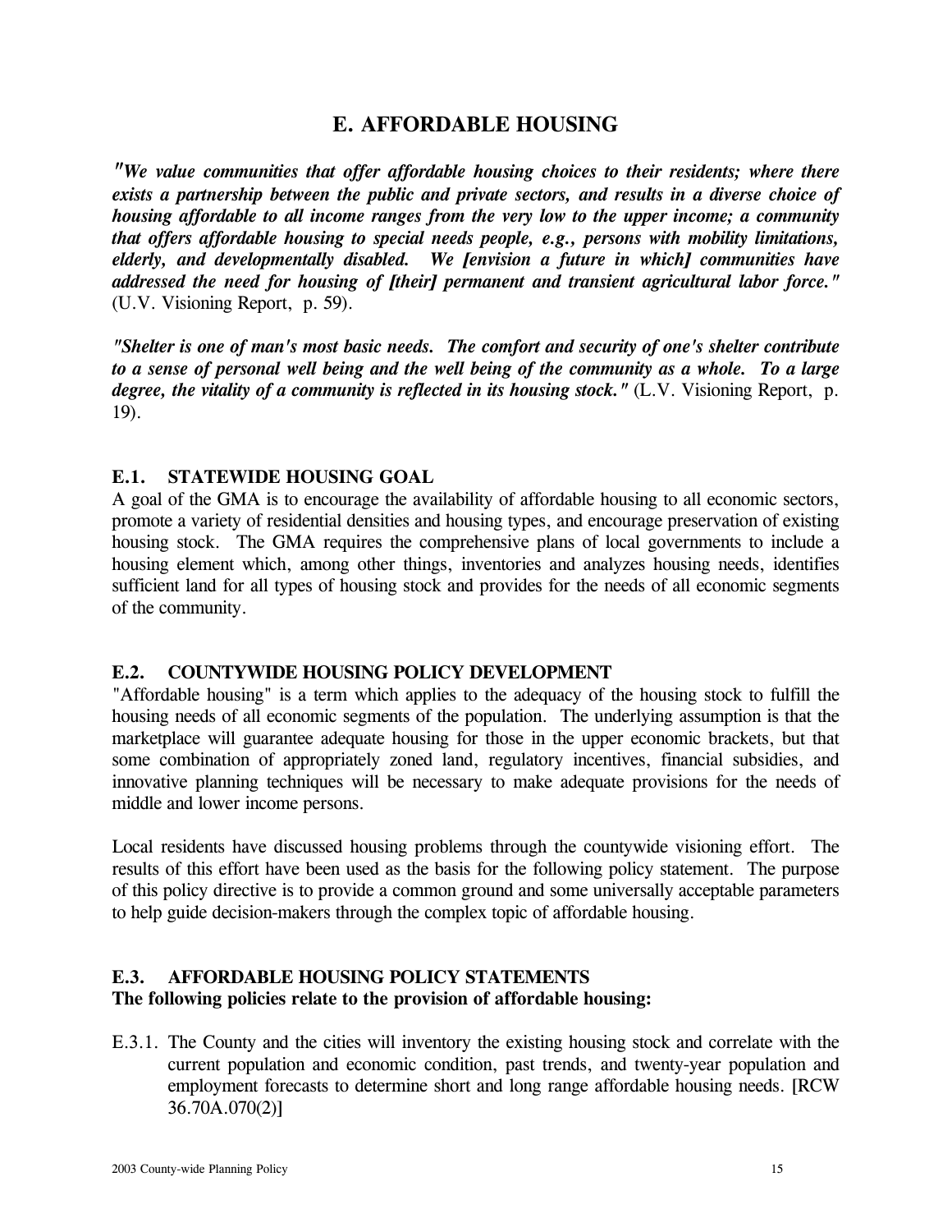## E. AFFORDABLE HOUSING

***"We value communities that offer affordable housing choices to their residents; where there exists a partnership between the public and private sectors, and results in a diverse choice of housing affordable to all income ranges from the very low to the upper income; a community that offers affordable housing to special needs people, e.g., persons with mobility limitations, elderly, and developmentally disabled. We [envision a future in which] communities have addressed the need for housing of [their] permanent and transient agricultural labor force."*** (U.V. Visioning Report, p. 59).

***"Shelter is one of man's most basic needs. The comfort and security of one's shelter contribute to a sense of personal well being and the well being of the community as a whole. To a large degree, the vitality of a community is reflected in its housing stock."*** (L.V. Visioning Report, p. 19).

### E.1. STATEWIDE HOUSING GOAL

A goal of the GMA is to encourage the availability of affordable housing to all economic sectors, promote a variety of residential densities and housing types, and encourage preservation of existing housing stock. The GMA requires the comprehensive plans of local governments to include a housing element which, among other things, inventories and analyzes housing needs, identifies sufficient land for all types of housing stock and provides for the needs of all economic segments of the community.

### E.2. COUNTYWIDE HOUSING POLICY DEVELOPMENT

"Affordable housing" is a term which applies to the adequacy of the housing stock to fulfill the housing needs of all economic segments of the population. The underlying assumption is that the marketplace will guarantee adequate housing for those in the upper economic brackets, but that some combination of appropriately zoned land, regulatory incentives, financial subsidies, and innovative planning techniques will be necessary to make adequate provisions for the needs of middle and lower income persons.

Local residents have discussed housing problems through the countywide visioning effort. The results of this effort have been used as the basis for the following policy statement. The purpose of this policy directive is to provide a common ground and some universally acceptable parameters to help guide decision-makers through the complex topic of affordable housing.

### E.3. AFFORDABLE HOUSING POLICY STATEMENTS

**The following policies relate to the provision of affordable housing:**

E.3.1. The County and the cities will inventory the existing housing stock and correlate with the current population and economic condition, past trends, and twenty-year population and employment forecasts to determine short and long range affordable housing needs. [RCW 36.70A.070(2)]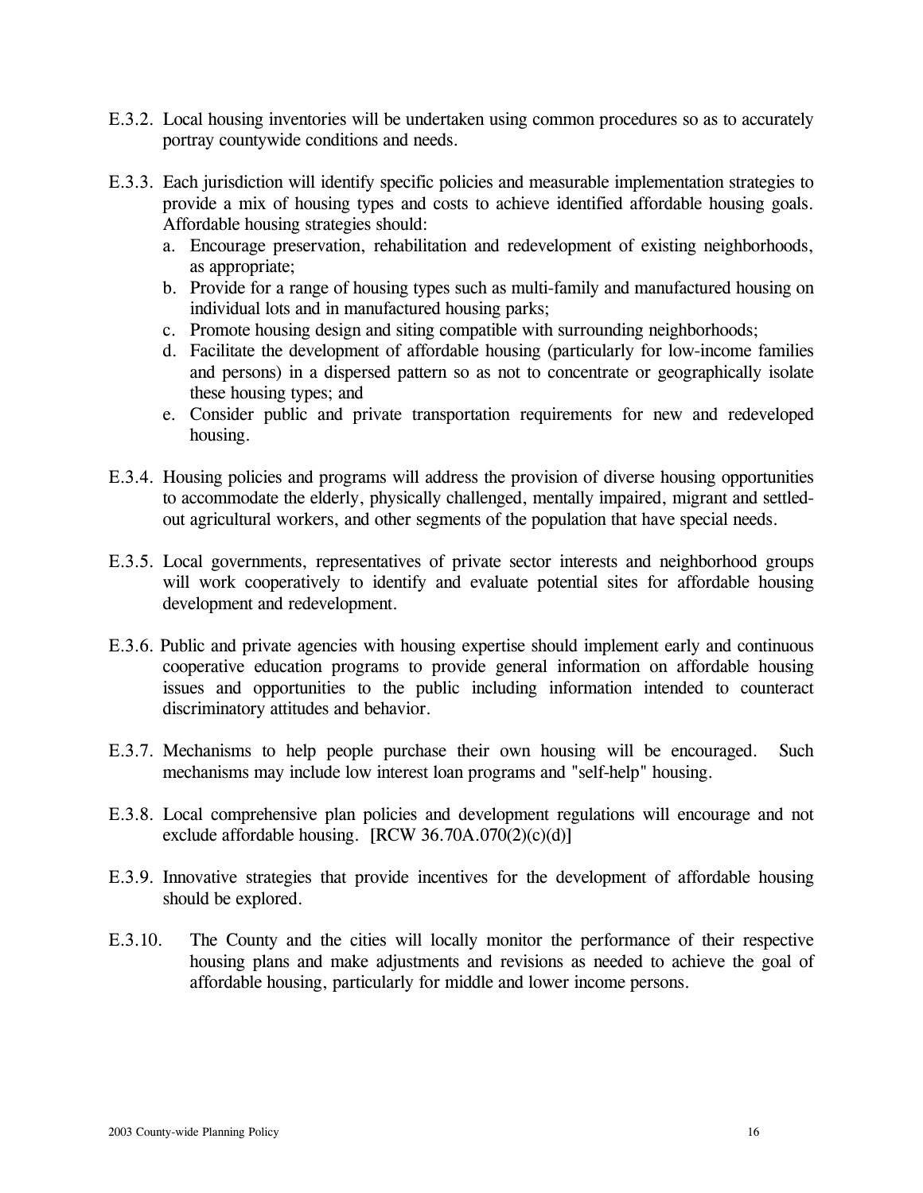E.3.2. Local housing inventories will be undertaken using common procedures so as to accurately portray countywide conditions and needs.

E.3.3. Each jurisdiction will identify specific policies and measurable implementation strategies to provide a mix of housing types and costs to achieve identified affordable housing goals. Affordable housing strategies should:

a. Encourage preservation, rehabilitation and redevelopment of existing neighborhoods, as appropriate;
b. Provide for a range of housing types such as multi-family and manufactured housing on individual lots and in manufactured housing parks;
c. Promote housing design and siting compatible with surrounding neighborhoods;
d. Facilitate the development of affordable housing (particularly for low-income families and persons) in a dispersed pattern so as not to concentrate or geographically isolate these housing types; and
e. Consider public and private transportation requirements for new and redeveloped housing.

E.3.4. Housing policies and programs will address the provision of diverse housing opportunities to accommodate the elderly, physically challenged, mentally impaired, migrant and settled-out agricultural workers, and other segments of the population that have special needs.

E.3.5. Local governments, representatives of private sector interests and neighborhood groups will work cooperatively to identify and evaluate potential sites for affordable housing development and redevelopment.

E.3.6. Public and private agencies with housing expertise should implement early and continuous cooperative education programs to provide general information on affordable housing issues and opportunities to the public including information intended to counteract discriminatory attitudes and behavior.

E.3.7. Mechanisms to help people purchase their own housing will be encouraged. Such mechanisms may include low interest loan programs and "self-help" housing.

E.3.8. Local comprehensive plan policies and development regulations will encourage and not exclude affordable housing. [RCW 36.70A.070(2)(c)(d)]

E.3.9. Innovative strategies that provide incentives for the development of affordable housing should be explored.

E.3.10. The County and the cities will locally monitor the performance of their respective housing plans and make adjustments and revisions as needed to achieve the goal of affordable housing, particularly for middle and lower income persons.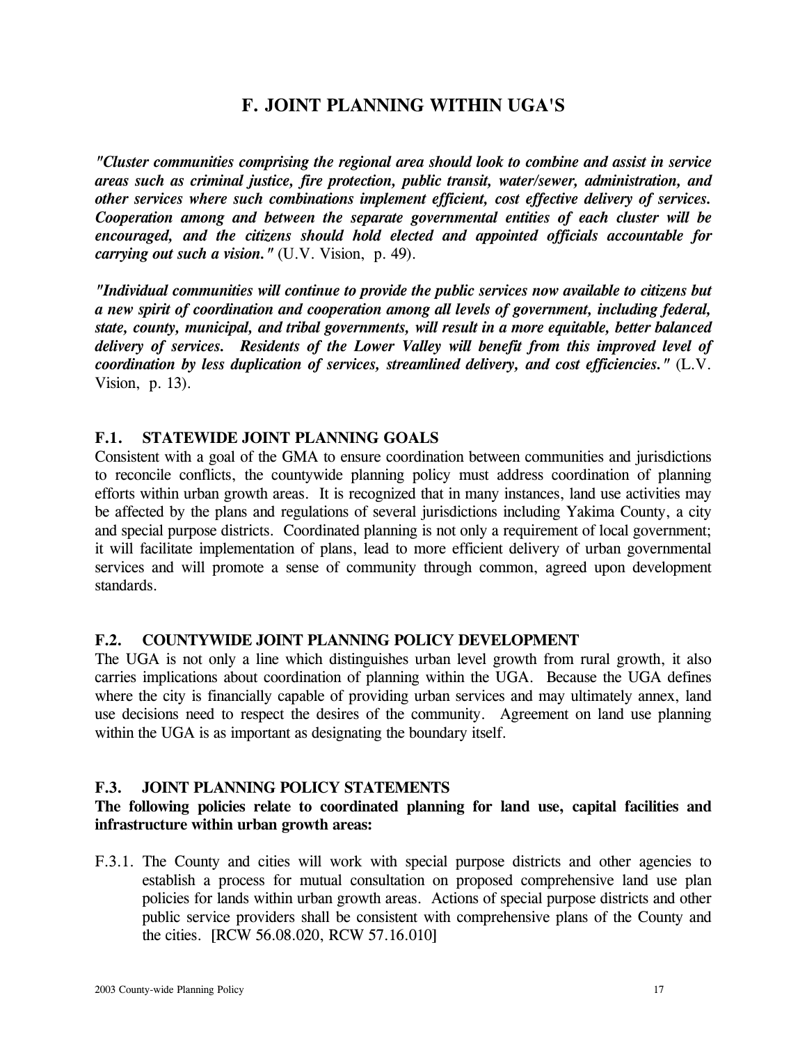## F. JOINT PLANNING WITHIN UGA'S

***"Cluster communities comprising the regional area should look to combine and assist in service areas such as criminal justice, fire protection, public transit, water/sewer, administration, and other services where such combinations implement efficient, cost effective delivery of services. Cooperation among and between the separate governmental entities of each cluster will be encouraged, and the citizens should hold elected and appointed officials accountable for carrying out such a vision."*** (U.V. Vision, p. 49).

***"Individual communities will continue to provide the public services now available to citizens but a new spirit of coordination and cooperation among all levels of government, including federal, state, county, municipal, and tribal governments, will result in a more equitable, better balanced delivery of services. Residents of the Lower Valley will benefit from this improved level of coordination by less duplication of services, streamlined delivery, and cost efficiencies."*** (L.V. Vision, p. 13).

### F.1. STATEWIDE JOINT PLANNING GOALS

Consistent with a goal of the GMA to ensure coordination between communities and jurisdictions to reconcile conflicts, the countywide planning policy must address coordination of planning efforts within urban growth areas. It is recognized that in many instances, land use activities may be affected by the plans and regulations of several jurisdictions including Yakima County, a city and special purpose districts. Coordinated planning is not only a requirement of local government; it will facilitate implementation of plans, lead to more efficient delivery of urban governmental services and will promote a sense of community through common, agreed upon development standards.

### F.2. COUNTYWIDE JOINT PLANNING POLICY DEVELOPMENT

The UGA is not only a line which distinguishes urban level growth from rural growth, it also carries implications about coordination of planning within the UGA. Because the UGA defines where the city is financially capable of providing urban services and may ultimately annex, land use decisions need to respect the desires of the community. Agreement on land use planning within the UGA is as important as designating the boundary itself.

### F.3. JOINT PLANNING POLICY STATEMENTS

**The following policies relate to coordinated planning for land use, capital facilities and infrastructure within urban growth areas:**

F.3.1. The County and cities will work with special purpose districts and other agencies to establish a process for mutual consultation on proposed comprehensive land use plan policies for lands within urban growth areas. Actions of special purpose districts and other public service providers shall be consistent with comprehensive plans of the County and the cities. [RCW 56.08.020, RCW 57.16.010]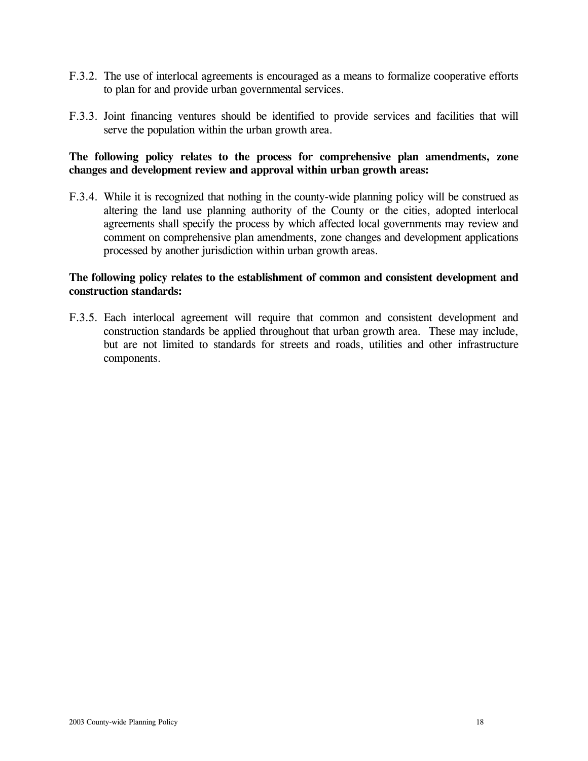F.3.2. The use of interlocal agreements is encouraged as a means to formalize cooperative efforts to plan for and provide urban governmental services.

F.3.3. Joint financing ventures should be identified to provide services and facilities that will serve the population within the urban growth area.

**The following policy relates to the process for comprehensive plan amendments, zone changes and development review and approval within urban growth areas:**

F.3.4. While it is recognized that nothing in the county-wide planning policy will be construed as altering the land use planning authority of the County or the cities, adopted interlocal agreements shall specify the process by which affected local governments may review and comment on comprehensive plan amendments, zone changes and development applications processed by another jurisdiction within urban growth areas.

**The following policy relates to the establishment of common and consistent development and construction standards:**

F.3.5. Each interlocal agreement will require that common and consistent development and construction standards be applied throughout that urban growth area. These may include, but are not limited to standards for streets and roads, utilities and other infrastructure components.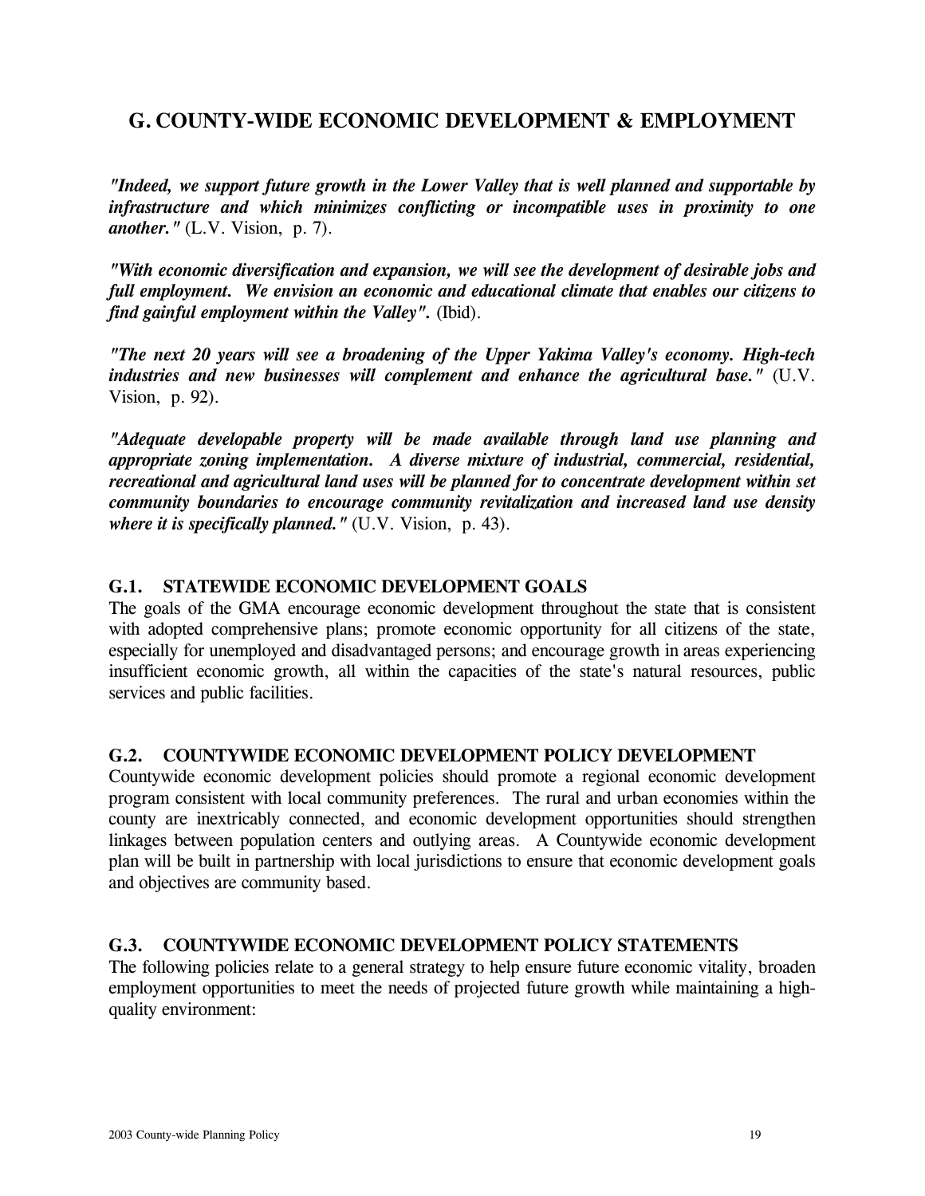## G. COUNTY-WIDE ECONOMIC DEVELOPMENT & EMPLOYMENT

***"Indeed, we support future growth in the Lower Valley that is well planned and supportable by infrastructure and which minimizes conflicting or incompatible uses in proximity to one another."*** (L.V. Vision, p. 7).

***"With economic diversification and expansion, we will see the development of desirable jobs and full employment. We envision an economic and educational climate that enables our citizens to find gainful employment within the Valley".*** (Ibid).

***"The next 20 years will see a broadening of the Upper Yakima Valley's economy. High-tech industries and new businesses will complement and enhance the agricultural base."*** (U.V. Vision, p. 92).

***"Adequate developable property will be made available through land use planning and appropriate zoning implementation. A diverse mixture of industrial, commercial, residential, recreational and agricultural land uses will be planned for to concentrate development within set community boundaries to encourage community revitalization and increased land use density where it is specifically planned."*** (U.V. Vision, p. 43).

### G.1. STATEWIDE ECONOMIC DEVELOPMENT GOALS

The goals of the GMA encourage economic development throughout the state that is consistent with adopted comprehensive plans; promote economic opportunity for all citizens of the state, especially for unemployed and disadvantaged persons; and encourage growth in areas experiencing insufficient economic growth, all within the capacities of the state's natural resources, public services and public facilities.

### G.2. COUNTYWIDE ECONOMIC DEVELOPMENT POLICY DEVELOPMENT

Countywide economic development policies should promote a regional economic development program consistent with local community preferences. The rural and urban economies within the county are inextricably connected, and economic development opportunities should strengthen linkages between population centers and outlying areas. A Countywide economic development plan will be built in partnership with local jurisdictions to ensure that economic development goals and objectives are community based.

### G.3. COUNTYWIDE ECONOMIC DEVELOPMENT POLICY STATEMENTS

The following policies relate to a general strategy to help ensure future economic vitality, broaden employment opportunities to meet the needs of projected future growth while maintaining a high-quality environment: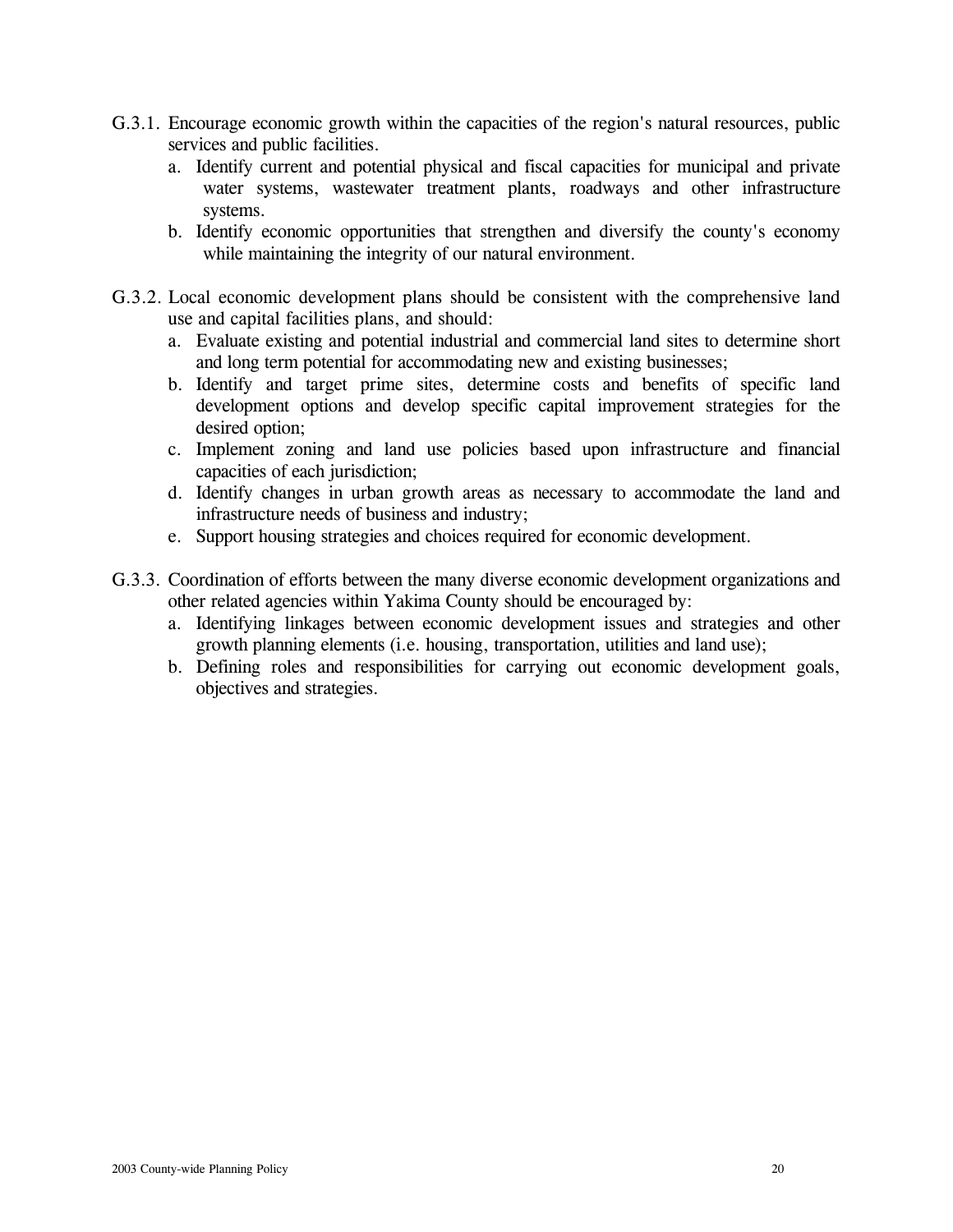G.3.1. Encourage economic growth within the capacities of the region's natural resources, public services and public facilities.

a. Identify current and potential physical and fiscal capacities for municipal and private water systems, wastewater treatment plants, roadways and other infrastructure systems.
b. Identify economic opportunities that strengthen and diversify the county's economy while maintaining the integrity of our natural environment.

G.3.2. Local economic development plans should be consistent with the comprehensive land use and capital facilities plans, and should:

a. Evaluate existing and potential industrial and commercial land sites to determine short and long term potential for accommodating new and existing businesses;
b. Identify and target prime sites, determine costs and benefits of specific land development options and develop specific capital improvement strategies for the desired option;
c. Implement zoning and land use policies based upon infrastructure and financial capacities of each jurisdiction;
d. Identify changes in urban growth areas as necessary to accommodate the land and infrastructure needs of business and industry;
e. Support housing strategies and choices required for economic development.

G.3.3. Coordination of efforts between the many diverse economic development organizations and other related agencies within Yakima County should be encouraged by:

a. Identifying linkages between economic development issues and strategies and other growth planning elements (i.e. housing, transportation, utilities and land use);
b. Defining roles and responsibilities for carrying out economic development goals, objectives and strategies.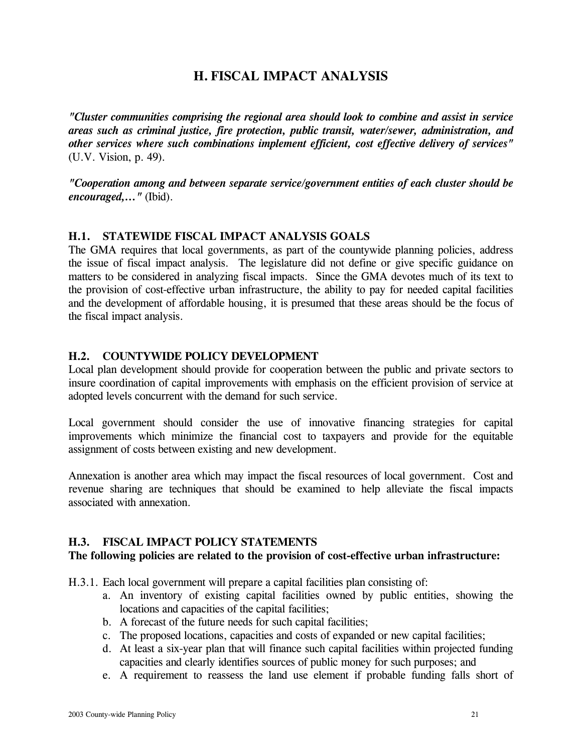# H. FISCAL IMPACT ANALYSIS

***"Cluster communities comprising the regional area should look to combine and assist in service areas such as criminal justice, fire protection, public transit, water/sewer, administration, and other services where such combinations implement efficient, cost effective delivery of services"*** (U.V. Vision, p. 49).

***"Cooperation among and between separate service/government entities of each cluster should be encouraged,…"*** (Ibid).

## H.1. STATEWIDE FISCAL IMPACT ANALYSIS GOALS

The GMA requires that local governments, as part of the countywide planning policies, address the issue of fiscal impact analysis. The legislature did not define or give specific guidance on matters to be considered in analyzing fiscal impacts. Since the GMA devotes much of its text to the provision of cost-effective urban infrastructure, the ability to pay for needed capital facilities and the development of affordable housing, it is presumed that these areas should be the focus of the fiscal impact analysis.

## H.2. COUNTYWIDE POLICY DEVELOPMENT

Local plan development should provide for cooperation between the public and private sectors to insure coordination of capital improvements with emphasis on the efficient provision of service at adopted levels concurrent with the demand for such service.

Local government should consider the use of innovative financing strategies for capital improvements which minimize the financial cost to taxpayers and provide for the equitable assignment of costs between existing and new development.

Annexation is another area which may impact the fiscal resources of local government. Cost and revenue sharing are techniques that should be examined to help alleviate the fiscal impacts associated with annexation.

## H.3. FISCAL IMPACT POLICY STATEMENTS

**The following policies are related to the provision of cost-effective urban infrastructure:**

H.3.1. Each local government will prepare a capital facilities plan consisting of:

a. An inventory of existing capital facilities owned by public entities, showing the locations and capacities of the capital facilities;
b. A forecast of the future needs for such capital facilities;
c. The proposed locations, capacities and costs of expanded or new capital facilities;
d. At least a six-year plan that will finance such capital facilities within projected funding capacities and clearly identifies sources of public money for such purposes; and
e. A requirement to reassess the land use element if probable funding falls short of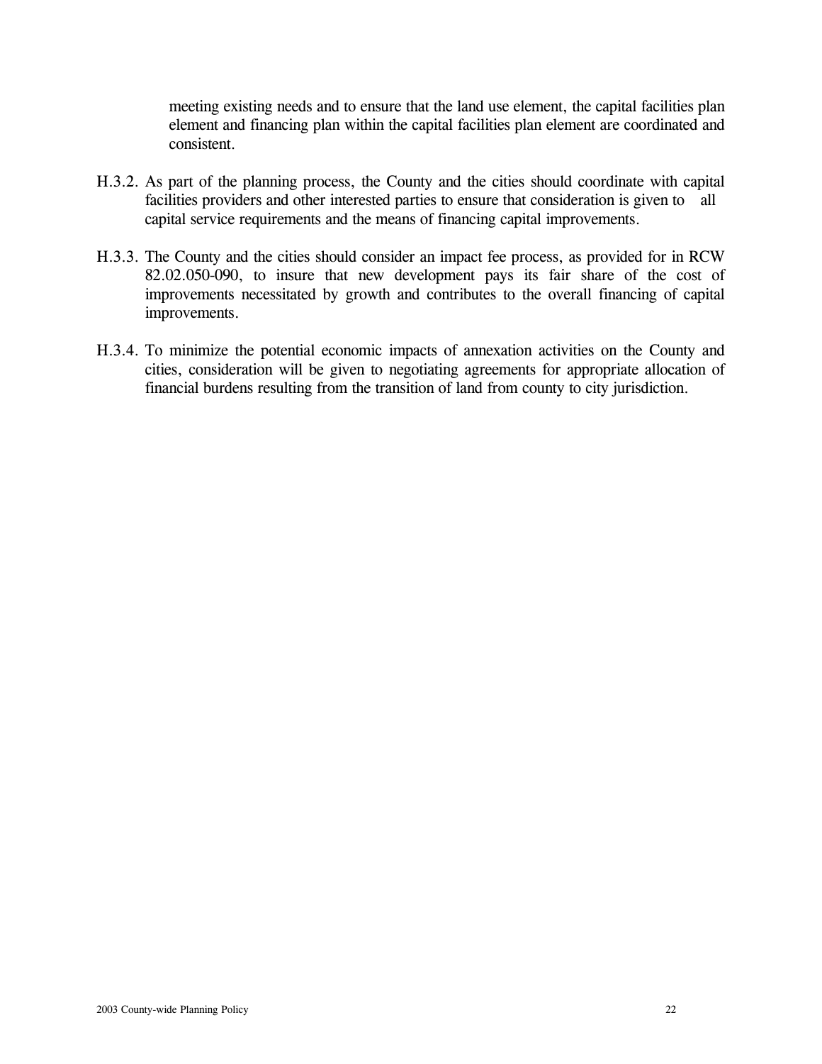meeting existing needs and to ensure that the land use element, the capital facilities plan element and financing plan within the capital facilities plan element are coordinated and consistent.

H.3.2. As part of the planning process, the County and the cities should coordinate with capital facilities providers and other interested parties to ensure that consideration is given to all capital service requirements and the means of financing capital improvements.

H.3.3. The County and the cities should consider an impact fee process, as provided for in RCW 82.02.050-090, to insure that new development pays its fair share of the cost of improvements necessitated by growth and contributes to the overall financing of capital improvements.

H.3.4. To minimize the potential economic impacts of annexation activities on the County and cities, consideration will be given to negotiating agreements for appropriate allocation of financial burdens resulting from the transition of land from county to city jurisdiction.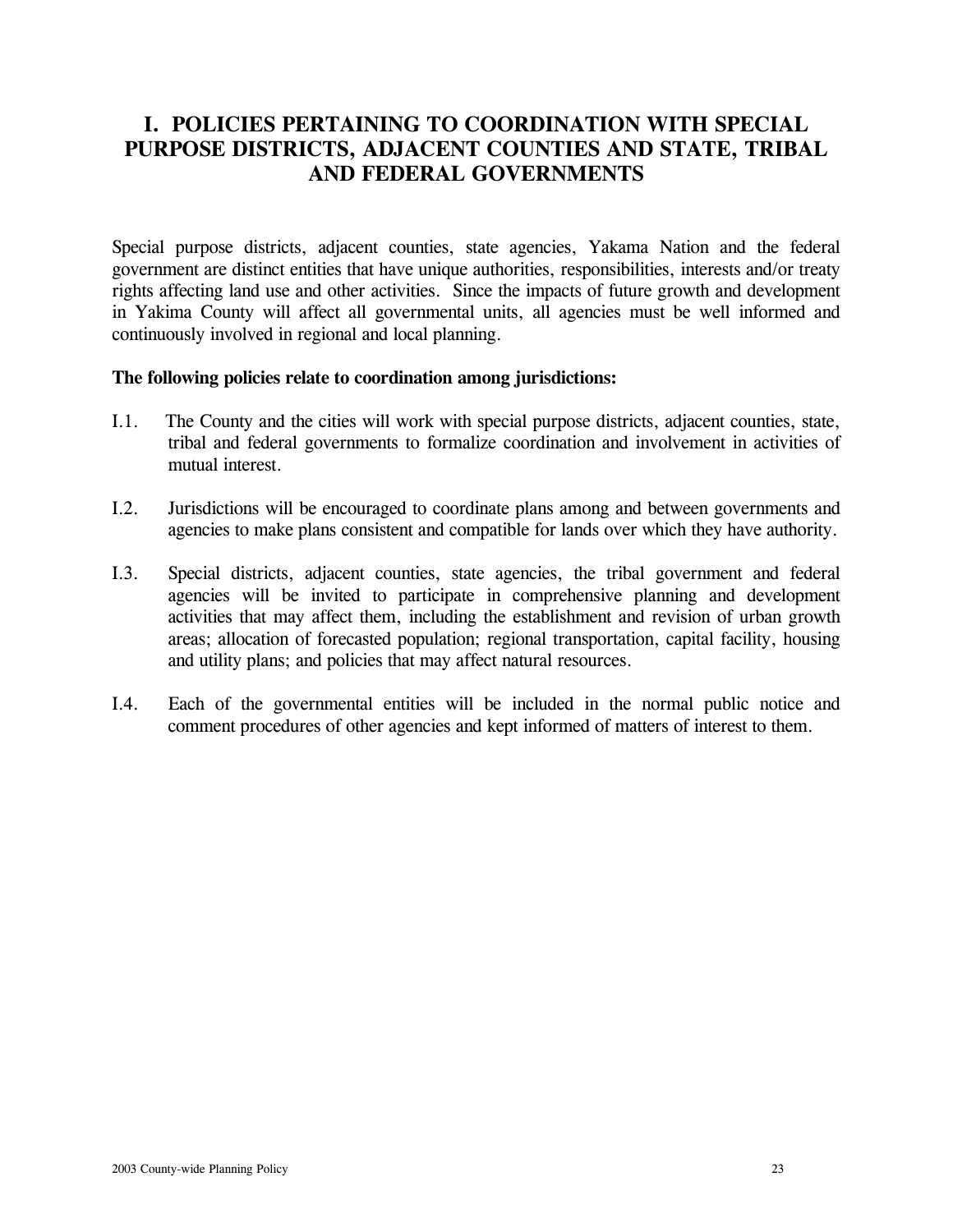# I. POLICIES PERTAINING TO COORDINATION WITH SPECIAL PURPOSE DISTRICTS, ADJACENT COUNTIES AND STATE, TRIBAL AND FEDERAL GOVERNMENTS

Special purpose districts, adjacent counties, state agencies, Yakama Nation and the federal government are distinct entities that have unique authorities, responsibilities, interests and/or treaty rights affecting land use and other activities. Since the impacts of future growth and development in Yakima County will affect all governmental units, all agencies must be well informed and continuously involved in regional and local planning.

**The following policies relate to coordination among jurisdictions:**

I.1. The County and the cities will work with special purpose districts, adjacent counties, state, tribal and federal governments to formalize coordination and involvement in activities of mutual interest.

I.2. Jurisdictions will be encouraged to coordinate plans among and between governments and agencies to make plans consistent and compatible for lands over which they have authority.

I.3. Special districts, adjacent counties, state agencies, the tribal government and federal agencies will be invited to participate in comprehensive planning and development activities that may affect them, including the establishment and revision of urban growth areas; allocation of forecasted population; regional transportation, capital facility, housing and utility plans; and policies that may affect natural resources.

I.4. Each of the governmental entities will be included in the normal public notice and comment procedures of other agencies and kept informed of matters of interest to them.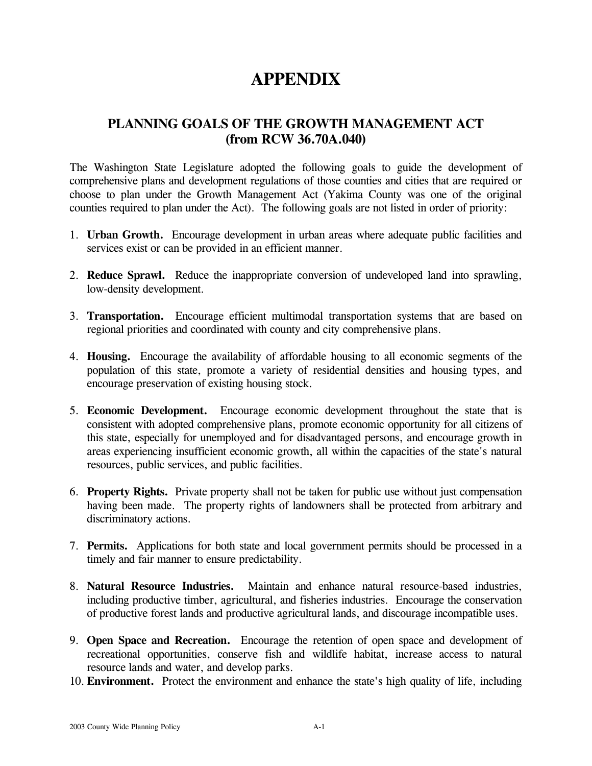# APPENDIX

## PLANNING GOALS OF THE GROWTH MANAGEMENT ACT (from RCW 36.70A.040)

The Washington State Legislature adopted the following goals to guide the development of comprehensive plans and development regulations of those counties and cities that are required or choose to plan under the Growth Management Act (Yakima County was one of the original counties required to plan under the Act). The following goals are not listed in order of priority:

1. **Urban Growth.** Encourage development in urban areas where adequate public facilities and services exist or can be provided in an efficient manner.

2. **Reduce Sprawl.** Reduce the inappropriate conversion of undeveloped land into sprawling, low-density development.

3. **Transportation.** Encourage efficient multimodal transportation systems that are based on regional priorities and coordinated with county and city comprehensive plans.

4. **Housing.** Encourage the availability of affordable housing to all economic segments of the population of this state, promote a variety of residential densities and housing types, and encourage preservation of existing housing stock.

5. **Economic Development.** Encourage economic development throughout the state that is consistent with adopted comprehensive plans, promote economic opportunity for all citizens of this state, especially for unemployed and for disadvantaged persons, and encourage growth in areas experiencing insufficient economic growth, all within the capacities of the state's natural resources, public services, and public facilities.

6. **Property Rights.** Private property shall not be taken for public use without just compensation having been made. The property rights of landowners shall be protected from arbitrary and discriminatory actions.

7. **Permits.** Applications for both state and local government permits should be processed in a timely and fair manner to ensure predictability.

8. **Natural Resource Industries.** Maintain and enhance natural resource-based industries, including productive timber, agricultural, and fisheries industries. Encourage the conservation of productive forest lands and productive agricultural lands, and discourage incompatible uses.

9. **Open Space and Recreation.** Encourage the retention of open space and development of recreational opportunities, conserve fish and wildlife habitat, increase access to natural resource lands and water, and develop parks.

10. **Environment.** Protect the environment and enhance the state's high quality of life, including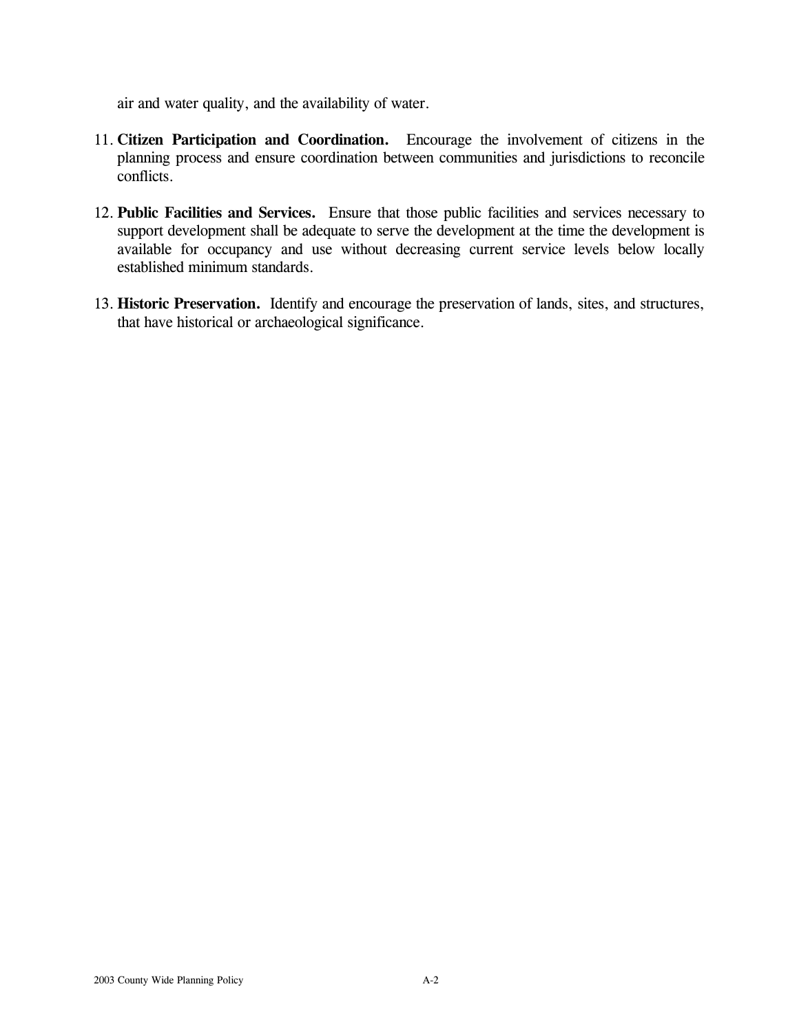air and water quality, and the availability of water.

11. **Citizen Participation and Coordination.** Encourage the involvement of citizens in the planning process and ensure coordination between communities and jurisdictions to reconcile conflicts.

12. **Public Facilities and Services.** Ensure that those public facilities and services necessary to support development shall be adequate to serve the development at the time the development is available for occupancy and use without decreasing current service levels below locally established minimum standards.

13. **Historic Preservation.** Identify and encourage the preservation of lands, sites, and structures, that have historical or archaeological significance.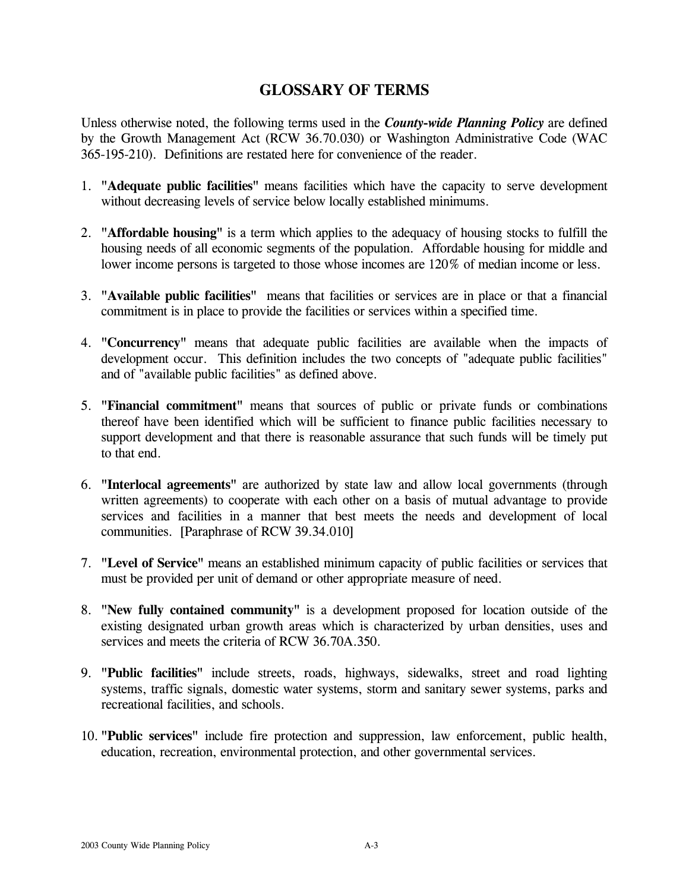# GLOSSARY OF TERMS

Unless otherwise noted, the following terms used in the ***County-wide Planning Policy*** are defined by the Growth Management Act (RCW 36.70.030) or Washington Administrative Code (WAC 365-195-210). Definitions are restated here for convenience of the reader.

1. **"Adequate public facilities"** means facilities which have the capacity to serve development without decreasing levels of service below locally established minimums.

2. **"Affordable housing"** is a term which applies to the adequacy of housing stocks to fulfill the housing needs of all economic segments of the population. Affordable housing for middle and lower income persons is targeted to those whose incomes are 120% of median income or less.

3. **"Available public facilities"** means that facilities or services are in place or that a financial commitment is in place to provide the facilities or services within a specified time.

4. **"Concurrency"** means that adequate public facilities are available when the impacts of development occur. This definition includes the two concepts of "adequate public facilities" and of "available public facilities" as defined above.

5. **"Financial commitment"** means that sources of public or private funds or combinations thereof have been identified which will be sufficient to finance public facilities necessary to support development and that there is reasonable assurance that such funds will be timely put to that end.

6. **"Interlocal agreements"** are authorized by state law and allow local governments (through written agreements) to cooperate with each other on a basis of mutual advantage to provide services and facilities in a manner that best meets the needs and development of local communities. [Paraphrase of RCW 39.34.010]

7. **"Level of Service"** means an established minimum capacity of public facilities or services that must be provided per unit of demand or other appropriate measure of need.

8. **"New fully contained community"** is a development proposed for location outside of the existing designated urban growth areas which is characterized by urban densities, uses and services and meets the criteria of RCW 36.70A.350.

9. **"Public facilities"** include streets, roads, highways, sidewalks, street and road lighting systems, traffic signals, domestic water systems, storm and sanitary sewer systems, parks and recreational facilities, and schools.

10. **"Public services"** include fire protection and suppression, law enforcement, public health, education, recreation, environmental protection, and other governmental services.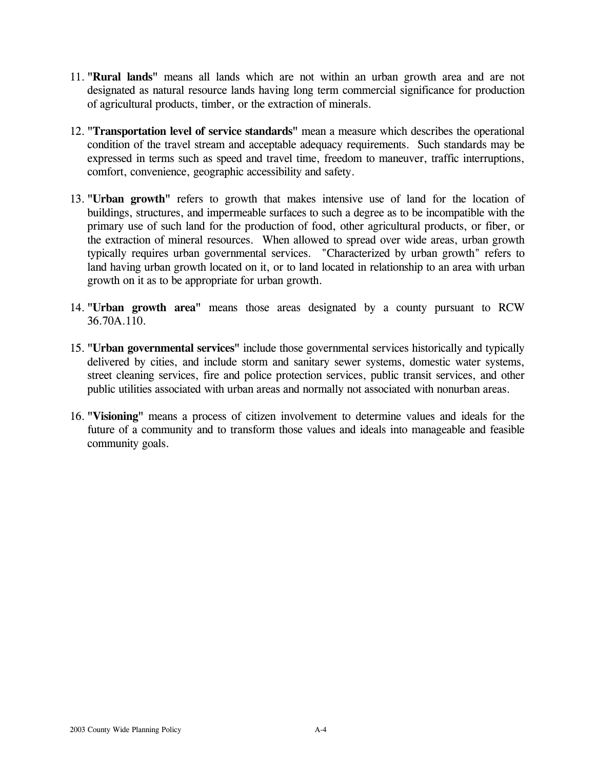11. **"Rural lands"** means all lands which are not within an urban growth area and are not designated as natural resource lands having long term commercial significance for production of agricultural products, timber, or the extraction of minerals.

12. **"Transportation level of service standards"** mean a measure which describes the operational condition of the travel stream and acceptable adequacy requirements. Such standards may be expressed in terms such as speed and travel time, freedom to maneuver, traffic interruptions, comfort, convenience, geographic accessibility and safety.

13. **"Urban growth"** refers to growth that makes intensive use of land for the location of buildings, structures, and impermeable surfaces to such a degree as to be incompatible with the primary use of such land for the production of food, other agricultural products, or fiber, or the extraction of mineral resources. When allowed to spread over wide areas, urban growth typically requires urban governmental services. "Characterized by urban growth" refers to land having urban growth located on it, or to land located in relationship to an area with urban growth on it as to be appropriate for urban growth.

14. **"Urban growth area"** means those areas designated by a county pursuant to RCW 36.70A.110.

15. **"Urban governmental services"** include those governmental services historically and typically delivered by cities, and include storm and sanitary sewer systems, domestic water systems, street cleaning services, fire and police protection services, public transit services, and other public utilities associated with urban areas and normally not associated with nonurban areas.

16. **"Visioning"** means a process of citizen involvement to determine values and ideals for the future of a community and to transform those values and ideals into manageable and feasible community goals.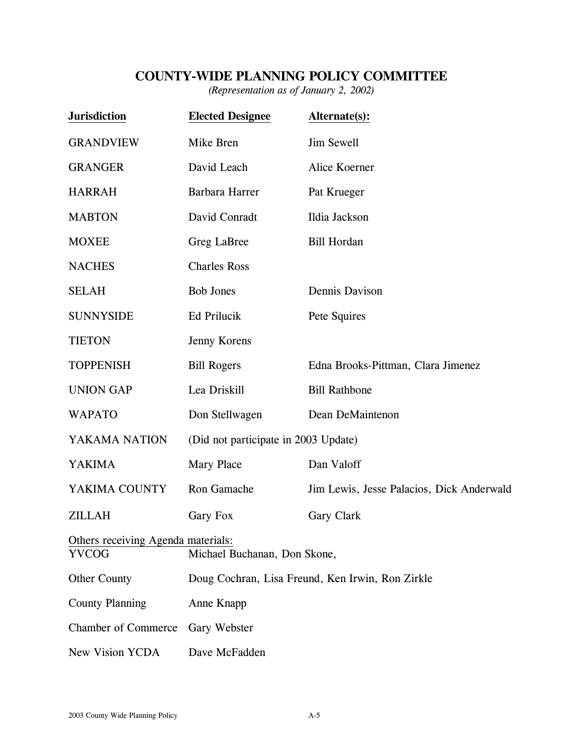# COUNTY-WIDE PLANNING POLICY COMMITTEE

*(Representation as of January 2, 2002)*

| Jurisdiction | Elected Designee | Alternate(s): |
|---|---|---|
| GRANDVIEW | Mike Bren | Jim Sewell |
| GRANGER | David Leach | Alice Koerner |
| HARRAH | Barbara Harrer | Pat Krueger |
| MABTON | David Conradt | Ildia Jackson |
| MOXEE | Greg LaBree | Bill Hordan |
| NACHES | Charles Ross | |
| SELAH | Bob Jones | Dennis Davison |
| SUNNYSIDE | Ed Prilucik | Pete Squires |
| TIETON | Jenny Korens | |
| TOPPENISH | Bill Rogers | Edna Brooks-Pittman, Clara Jimenez |
| UNION GAP | Lea Driskill | Bill Rathbone |
| WAPATO | Don Stellwagen | Dean DeMaintenon |
| YAKAMA NATION | (Did not participate in 2003 Update) | |
| YAKIMA | Mary Place | Dan Valoff |
| YAKIMA COUNTY | Ron Gamache | Jim Lewis, Jesse Palacios, Dick Anderwald |
| ZILLAH | Gary Fox | Gary Clark |

Others receiving Agenda materials:

| | |
|---|---|
| YVCOG | Michael Buchanan, Don Skone, |
| Other County | Doug Cochran, Lisa Freund, Ken Irwin, Ron Zirkle |
| County Planning | Anne Knapp |
| Chamber of Commerce | Gary Webster |
| New Vision YCDA | Dave McFadden |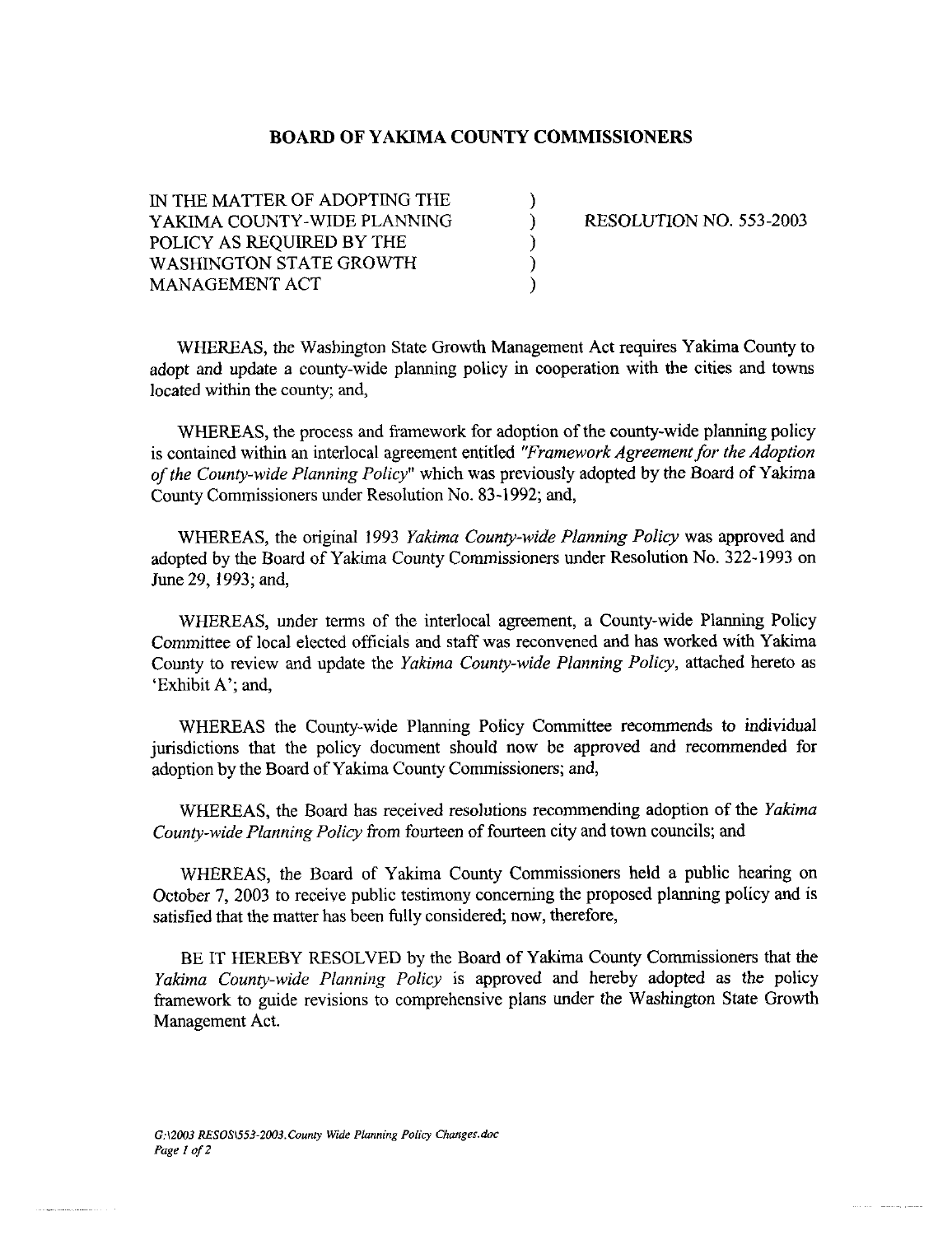## BOARD OF YAKIMA COUNTY COMMISSIONERS

| | | |
|---|---|---|
| IN THE MATTER OF ADOPTING THE YAKIMA COUNTY-WIDE PLANNING POLICY AS REQUIRED BY THE WASHINGTON STATE GROWTH MANAGEMENT ACT | ) ) ) ) ) | RESOLUTION NO. 553-2003 |

WHEREAS, the Washington State Growth Management Act requires Yakima County to adopt and update a county-wide planning policy in cooperation with the cities and towns located within the county; and,

WHEREAS, the process and framework for adoption of the county-wide planning policy is contained within an interlocal agreement entitled *"Framework Agreement for the Adoption of the County-wide Planning Policy"* which was previously adopted by the Board of Yakima County Commissioners under Resolution No. 83-1992; and,

WHEREAS, the original 1993 *Yakima County-wide Planning Policy* was approved and adopted by the Board of Yakima County Commissioners under Resolution No. 322-1993 on June 29, 1993; and,

WHEREAS, under terms of the interlocal agreement, a County-wide Planning Policy Committee of local elected officials and staff was reconvened and has worked with Yakima County to review and update the *Yakima County-wide Planning Policy*, attached hereto as 'Exhibit A'; and,

WHEREAS the County-wide Planning Policy Committee recommends to individual jurisdictions that the policy document should now be approved and recommended for adoption by the Board of Yakima County Commissioners; and,

WHEREAS, the Board has received resolutions recommending adoption of the *Yakima County-wide Planning Policy* from fourteen of fourteen city and town councils; and

WHEREAS, the Board of Yakima County Commissioners held a public hearing on October 7, 2003 to receive public testimony concerning the proposed planning policy and is satisfied that the matter has been fully considered; now, therefore,

BE IT HEREBY RESOLVED by the Board of Yakima County Commissioners that the *Yakima County-wide Planning Policy* is approved and hereby adopted as the policy framework to guide revisions to comprehensive plans under the Washington State Growth Management Act.

*G:\2003 RESOS\553-2003.County Wide Planning Policy Changes.doc*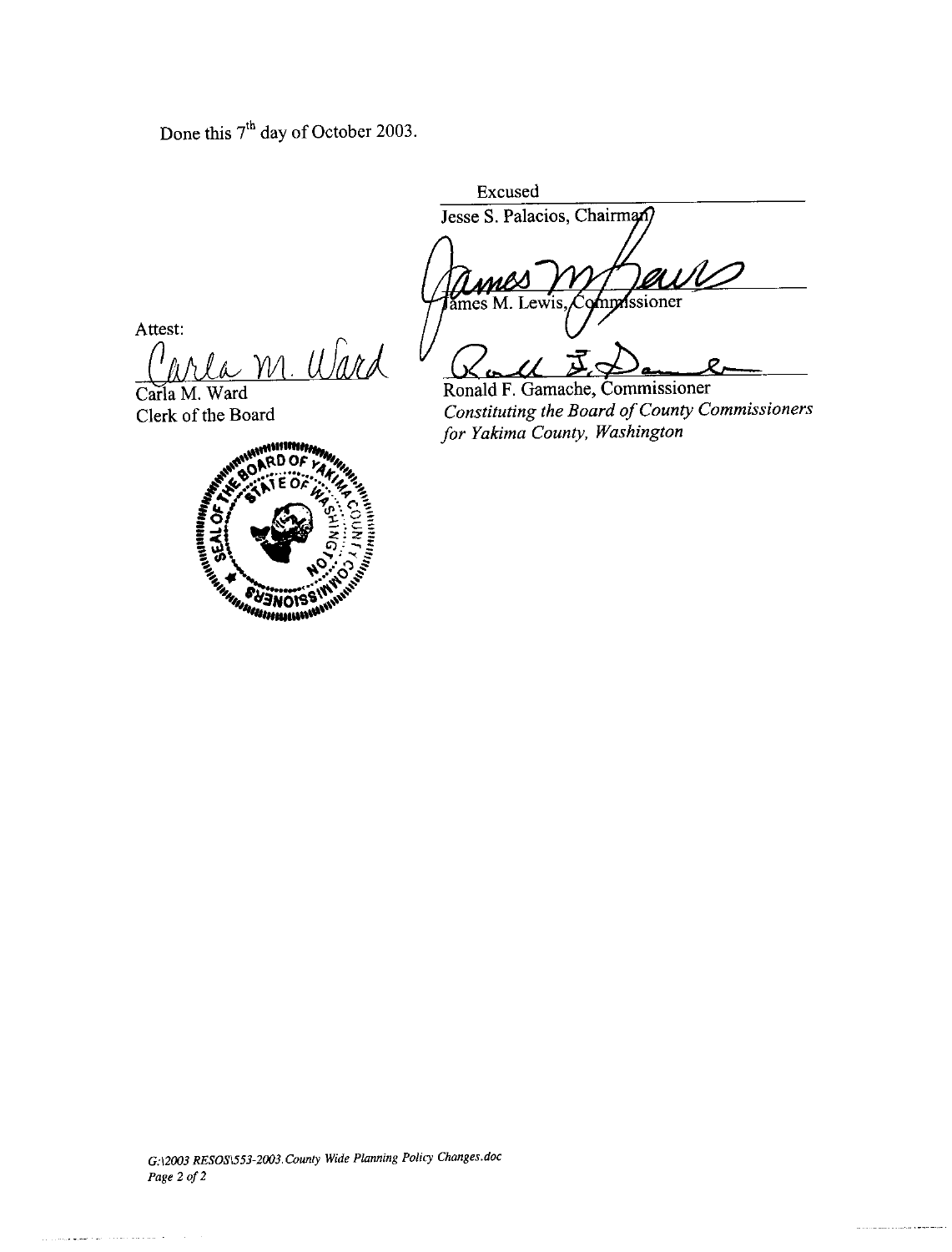Done this 7th day of October 2003.

Excused

Jesse S. Palacios, Chairman

James M. Lewis, Commissioner

Ronald F. Gamache, Commissioner

*Constituting the Board of County Commissioners for Yakima County, Washington*

Attest:

Carla M. Ward

Clerk of the Board

SEAL OF THE BOARD OF YAKIMA COUNTY COMMISSIONERS STATE OF WASHINGTON

*G:\2003 RESOS\553-2003.County Wide Planning Policy Changes.doc*